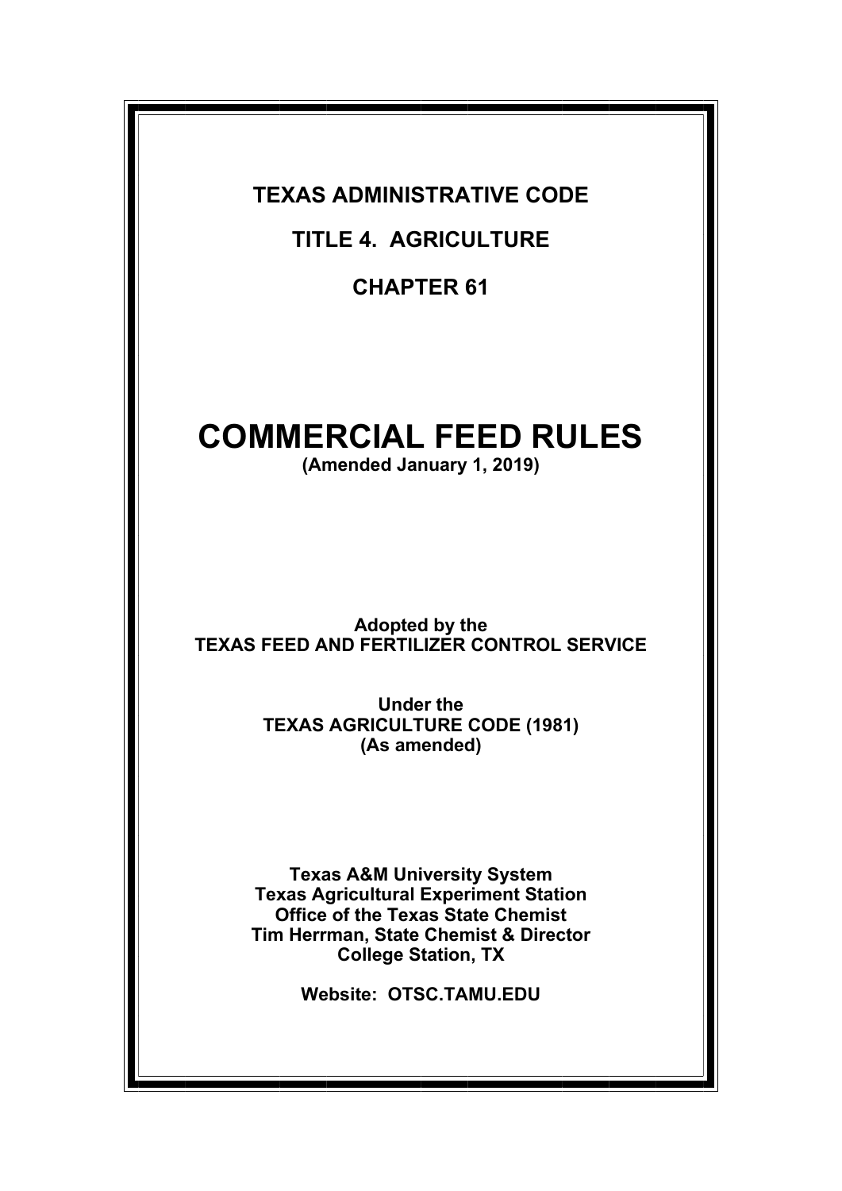**TEXAS ADMINISTRATIVE CODE**

**TITLE 4. AGRICULTURE**

**CHAPTER 61**

# COMMERCIAL FEED RULES

**(Amended January 1, 2019)**

**Adopted by the**
**TEXAS FEED AND FERTILIZER CONTROL SERVICE**

**Under the**
**TEXAS AGRICULTURE CODE (1981)**
**(As amended)**

**Texas A&M University System**
**Texas Agricultural Experiment Station**
**Office of the Texas State Chemist**
**Tim Herrman, State Chemist & Director**
**College Station, TX**

**Website: OTSC.TAMU.EDU**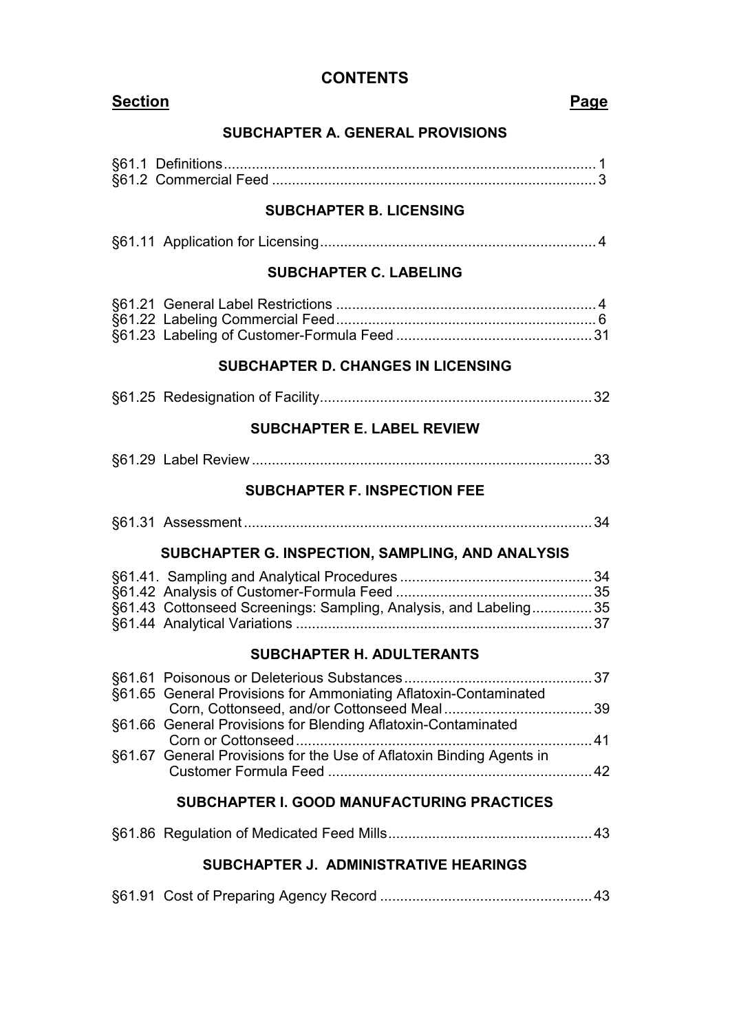# CONTENTS

| Section | Page |
|---|---|
| **SUBCHAPTER A. GENERAL PROVISIONS** | |
| §61.1 Definitions | 1 |
| §61.2 Commercial Feed | 3 |
| **SUBCHAPTER B. LICENSING** | |
| §61.11 Application for Licensing | 4 |
| **SUBCHAPTER C. LABELING** | |
| §61.21 General Label Restrictions | 4 |
| §61.22 Labeling Commercial Feed | 6 |
| §61.23 Labeling of Customer-Formula Feed | 31 |
| **SUBCHAPTER D. CHANGES IN LICENSING** | |
| §61.25 Redesignation of Facility | 32 |
| **SUBCHAPTER E. LABEL REVIEW** | |
| §61.29 Label Review | 33 |
| **SUBCHAPTER F. INSPECTION FEE** | |
| §61.31 Assessment | 34 |
| **SUBCHAPTER G. INSPECTION, SAMPLING, AND ANALYSIS** | |
| §61.41. Sampling and Analytical Procedures | 34 |
| §61.42 Analysis of Customer-Formula Feed | 35 |
| §61.43 Cottonseed Screenings: Sampling, Analysis, and Labeling | 35 |
| §61.44 Analytical Variations | 37 |
| **SUBCHAPTER H. ADULTERANTS** | |
| §61.61 Poisonous or Deleterious Substances | 37 |
| §61.65 General Provisions for Ammoniating Aflatoxin-Contaminated Corn, Cottonseed, and/or Cottonseed Meal | 39 |
| §61.66 General Provisions for Blending Aflatoxin-Contaminated Corn or Cottonseed | 41 |
| §61.67 General Provisions for the Use of Aflatoxin Binding Agents in Customer Formula Feed | 42 |
| **SUBCHAPTER I. GOOD MANUFACTURING PRACTICES** | |
| §61.86 Regulation of Medicated Feed Mills | 43 |
| **SUBCHAPTER J. ADMINISTRATIVE HEARINGS** | |
| §61.91 Cost of Preparing Agency Record | 43 |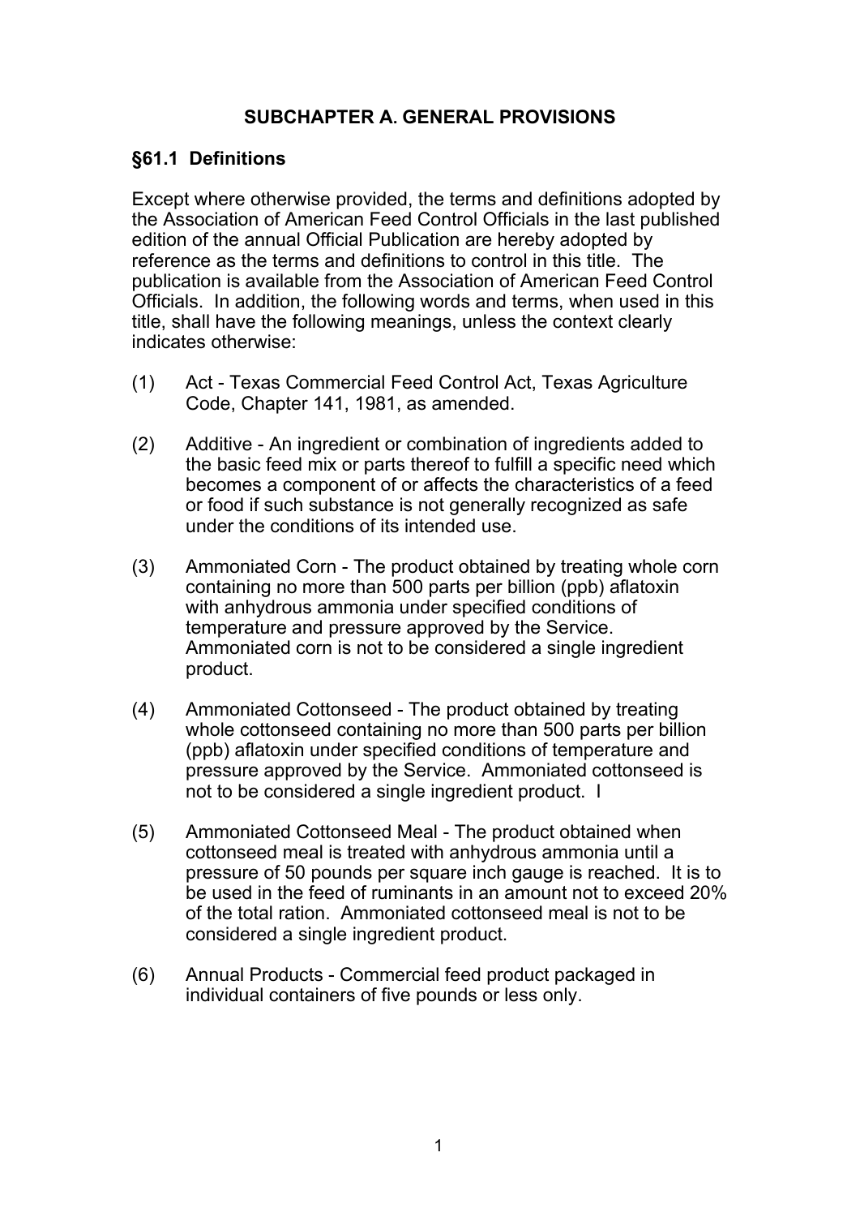## SUBCHAPTER A. GENERAL PROVISIONS

### §61.1 Definitions

Except where otherwise provided, the terms and definitions adopted by the Association of American Feed Control Officials in the last published edition of the annual Official Publication are hereby adopted by reference as the terms and definitions to control in this title. The publication is available from the Association of American Feed Control Officials. In addition, the following words and terms, when used in this title, shall have the following meanings, unless the context clearly indicates otherwise:

(1) Act - Texas Commercial Feed Control Act, Texas Agriculture Code, Chapter 141, 1981, as amended.

(2) Additive - An ingredient or combination of ingredients added to the basic feed mix or parts thereof to fulfill a specific need which becomes a component of or affects the characteristics of a feed or food if such substance is not generally recognized as safe under the conditions of its intended use.

(3) Ammoniated Corn - The product obtained by treating whole corn containing no more than 500 parts per billion (ppb) aflatoxin with anhydrous ammonia under specified conditions of temperature and pressure approved by the Service. Ammoniated corn is not to be considered a single ingredient product.

(4) Ammoniated Cottonseed - The product obtained by treating whole cottonseed containing no more than 500 parts per billion (ppb) aflatoxin under specified conditions of temperature and pressure approved by the Service. Ammoniated cottonseed is not to be considered a single ingredient product. I

(5) Ammoniated Cottonseed Meal - The product obtained when cottonseed meal is treated with anhydrous ammonia until a pressure of 50 pounds per square inch gauge is reached. It is to be used in the feed of ruminants in an amount not to exceed 20% of the total ration. Ammoniated cottonseed meal is not to be considered a single ingredient product.

(6) Annual Products - Commercial feed product packaged in individual containers of five pounds or less only.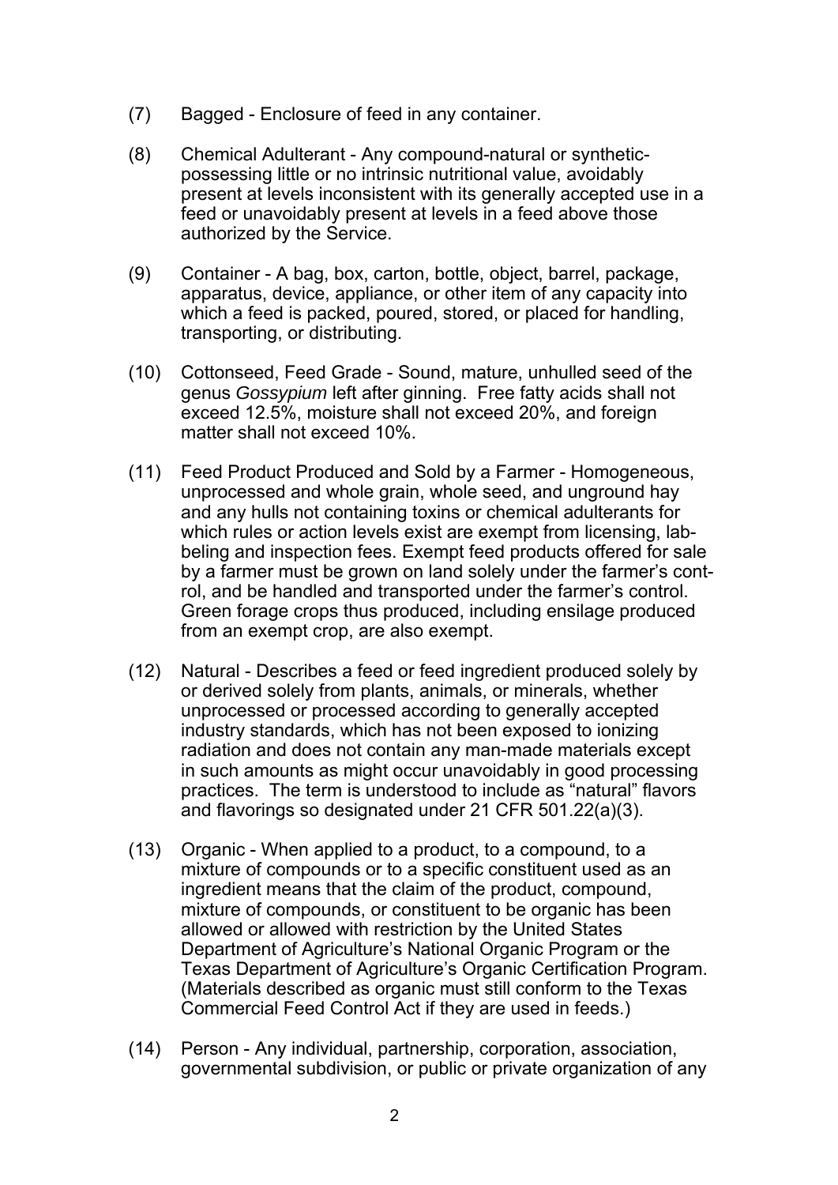(7) Bagged - Enclosure of feed in any container.

(8) Chemical Adulterant - Any compound-natural or synthetic-possessing little or no intrinsic nutritional value, avoidably present at levels inconsistent with its generally accepted use in a feed or unavoidably present at levels in a feed above those authorized by the Service.

(9) Container - A bag, box, carton, bottle, object, barrel, package, apparatus, device, appliance, or other item of any capacity into which a feed is packed, poured, stored, or placed for handling, transporting, or distributing.

(10) Cottonseed, Feed Grade - Sound, mature, unhulled seed of the genus *Gossypium* left after ginning. Free fatty acids shall not exceed 12.5%, moisture shall not exceed 20%, and foreign matter shall not exceed 10%.

(11) Feed Product Produced and Sold by a Farmer - Homogeneous, unprocessed and whole grain, whole seed, and unground hay and any hulls not containing toxins or chemical adulterants for which rules or action levels exist are exempt from licensing, labeling and inspection fees. Exempt feed products offered for sale by a farmer must be grown on land solely under the farmer's control, and be handled and transported under the farmer's control. Green forage crops thus produced, including ensilage produced from an exempt crop, are also exempt.

(12) Natural - Describes a feed or feed ingredient produced solely by or derived solely from plants, animals, or minerals, whether unprocessed or processed according to generally accepted industry standards, which has not been exposed to ionizing radiation and does not contain any man-made materials except in such amounts as might occur unavoidably in good processing practices. The term is understood to include as "natural" flavors and flavorings so designated under 21 CFR 501.22(a)(3).

(13) Organic - When applied to a product, to a compound, to a mixture of compounds or to a specific constituent used as an ingredient means that the claim of the product, compound, mixture of compounds, or constituent to be organic has been allowed or allowed with restriction by the United States Department of Agriculture's National Organic Program or the Texas Department of Agriculture's Organic Certification Program. (Materials described as organic must still conform to the Texas Commercial Feed Control Act if they are used in feeds.)

(14) Person - Any individual, partnership, corporation, association, governmental subdivision, or public or private organization of any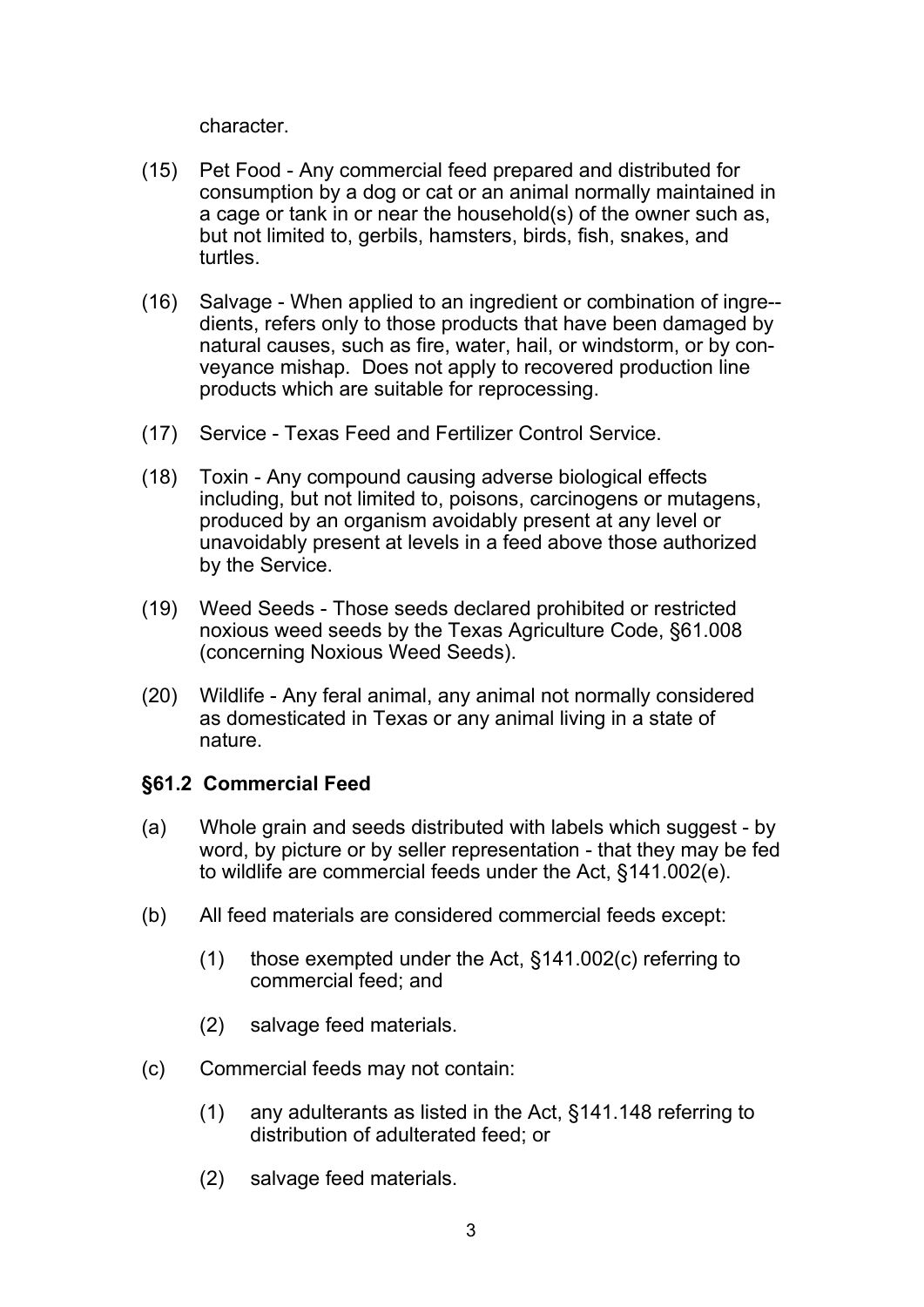character.

(15) Pet Food - Any commercial feed prepared and distributed for consumption by a dog or cat or an animal normally maintained in a cage or tank in or near the household(s) of the owner such as, but not limited to, gerbils, hamsters, birds, fish, snakes, and turtles.

(16) Salvage - When applied to an ingredient or combination of ingredients, refers only to those products that have been damaged by natural causes, such as fire, water, hail, or windstorm, or by conveyance mishap. Does not apply to recovered production line products which are suitable for reprocessing.

(17) Service - Texas Feed and Fertilizer Control Service.

(18) Toxin - Any compound causing adverse biological effects including, but not limited to, poisons, carcinogens or mutagens, produced by an organism avoidably present at any level or unavoidably present at levels in a feed above those authorized by the Service.

(19) Weed Seeds - Those seeds declared prohibited or restricted noxious weed seeds by the Texas Agriculture Code, §61.008 (concerning Noxious Weed Seeds).

(20) Wildlife - Any feral animal, any animal not normally considered as domesticated in Texas or any animal living in a state of nature.

### §61.2 Commercial Feed

(a) Whole grain and seeds distributed with labels which suggest - by word, by picture or by seller representation - that they may be fed to wildlife are commercial feeds under the Act, §141.002(e).

(b) All feed materials are considered commercial feeds except:

  (1) those exempted under the Act, §141.002(c) referring to commercial feed; and

  (2) salvage feed materials.

(c) Commercial feeds may not contain:

  (1) any adulterants as listed in the Act, §141.148 referring to distribution of adulterated feed; or

  (2) salvage feed materials.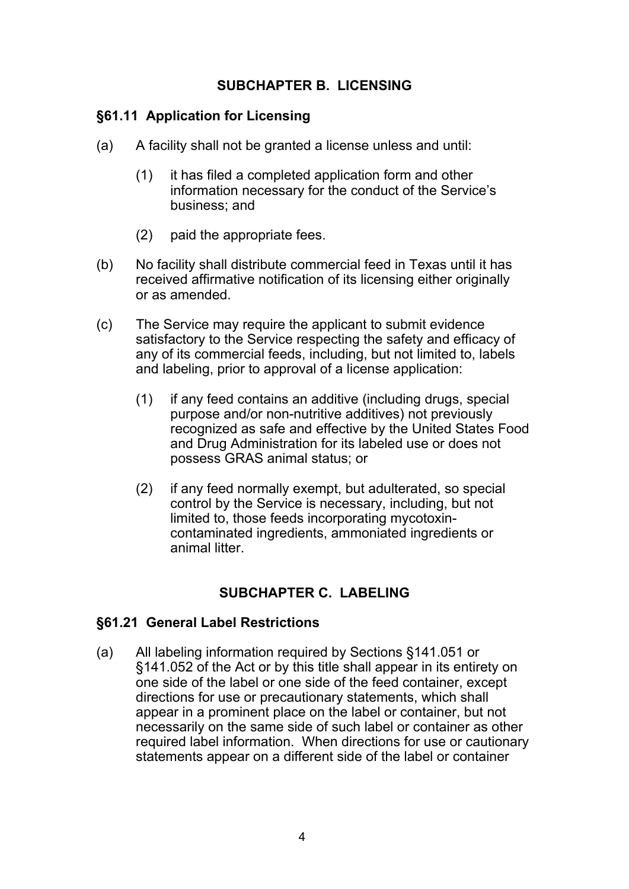## SUBCHAPTER B. LICENSING

### §61.11 Application for Licensing

(a) A facility shall not be granted a license unless and until:

  (1) it has filed a completed application form and other information necessary for the conduct of the Service's business; and

  (2) paid the appropriate fees.

(b) No facility shall distribute commercial feed in Texas until it has received affirmative notification of its licensing either originally or as amended.

(c) The Service may require the applicant to submit evidence satisfactory to the Service respecting the safety and efficacy of any of its commercial feeds, including, but not limited to, labels and labeling, prior to approval of a license application:

  (1) if any feed contains an additive (including drugs, special purpose and/or non-nutritive additives) not previously recognized as safe and effective by the United States Food and Drug Administration for its labeled use or does not possess GRAS animal status; or

  (2) if any feed normally exempt, but adulterated, so special control by the Service is necessary, including, but not limited to, those feeds incorporating mycotoxin-contaminated ingredients, ammoniated ingredients or animal litter.

## SUBCHAPTER C. LABELING

### §61.21 General Label Restrictions

(a) All labeling information required by Sections §141.051 or §141.052 of the Act or by this title shall appear in its entirety on one side of the label or one side of the feed container, except directions for use or precautionary statements, which shall appear in a prominent place on the label or container, but not necessarily on the same side of such label or container as other required label information. When directions for use or cautionary statements appear on a different side of the label or container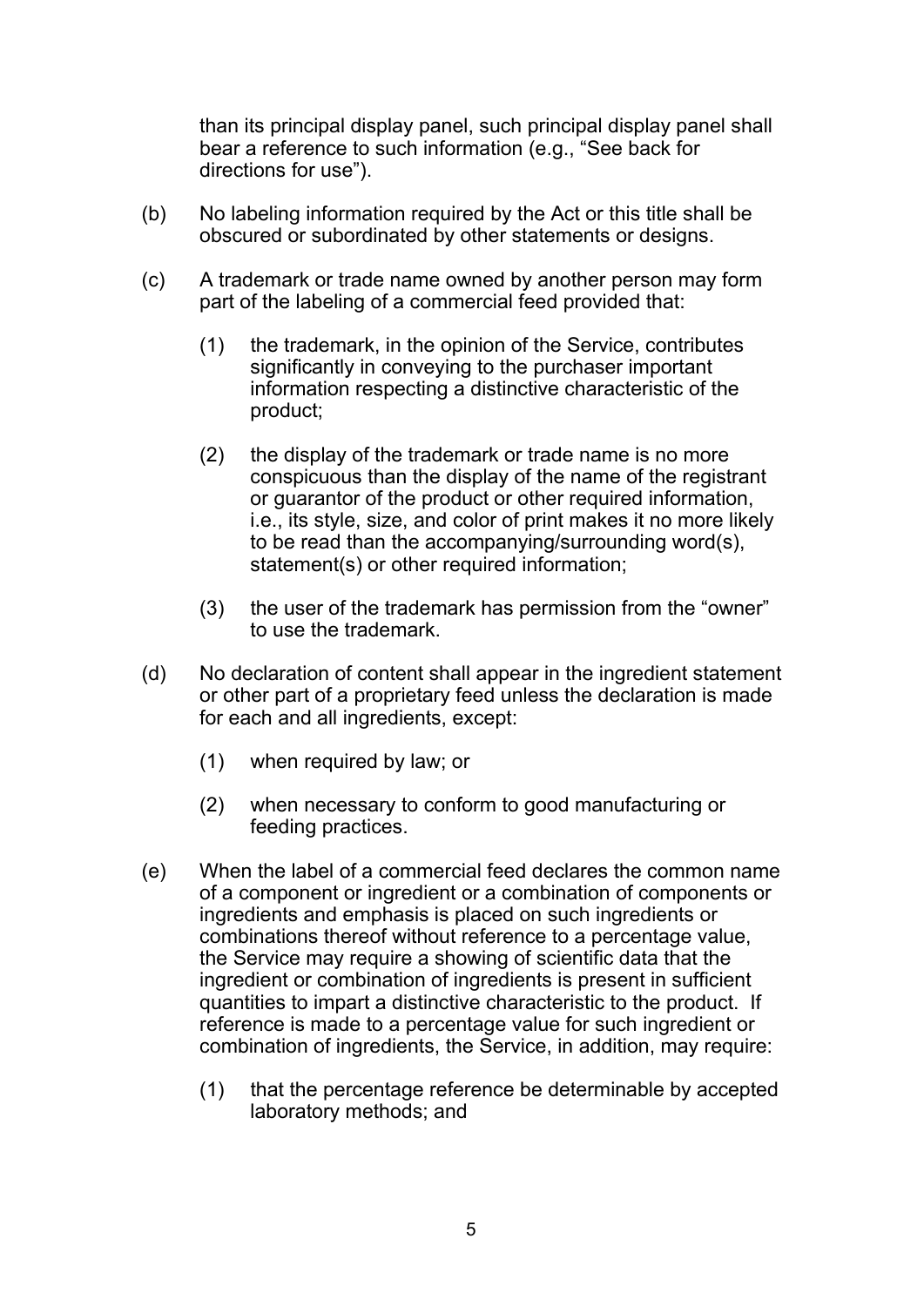than its principal display panel, such principal display panel shall bear a reference to such information (e.g., "See back for directions for use").

(b) No labeling information required by the Act or this title shall be obscured or subordinated by other statements or designs.

(c) A trademark or trade name owned by another person may form part of the labeling of a commercial feed provided that:

  (1) the trademark, in the opinion of the Service, contributes significantly in conveying to the purchaser important information respecting a distinctive characteristic of the product;

  (2) the display of the trademark or trade name is no more conspicuous than the display of the name of the registrant or guarantor of the product or other required information, i.e., its style, size, and color of print makes it no more likely to be read than the accompanying/surrounding word(s), statement(s) or other required information;

  (3) the user of the trademark has permission from the "owner" to use the trademark.

(d) No declaration of content shall appear in the ingredient statement or other part of a proprietary feed unless the declaration is made for each and all ingredients, except:

  (1) when required by law; or

  (2) when necessary to conform to good manufacturing or feeding practices.

(e) When the label of a commercial feed declares the common name of a component or ingredient or a combination of components or ingredients and emphasis is placed on such ingredients or combinations thereof without reference to a percentage value, the Service may require a showing of scientific data that the ingredient or combination of ingredients is present in sufficient quantities to impart a distinctive characteristic to the product. If reference is made to a percentage value for such ingredient or combination of ingredients, the Service, in addition, may require:

  (1) that the percentage reference be determinable by accepted laboratory methods; and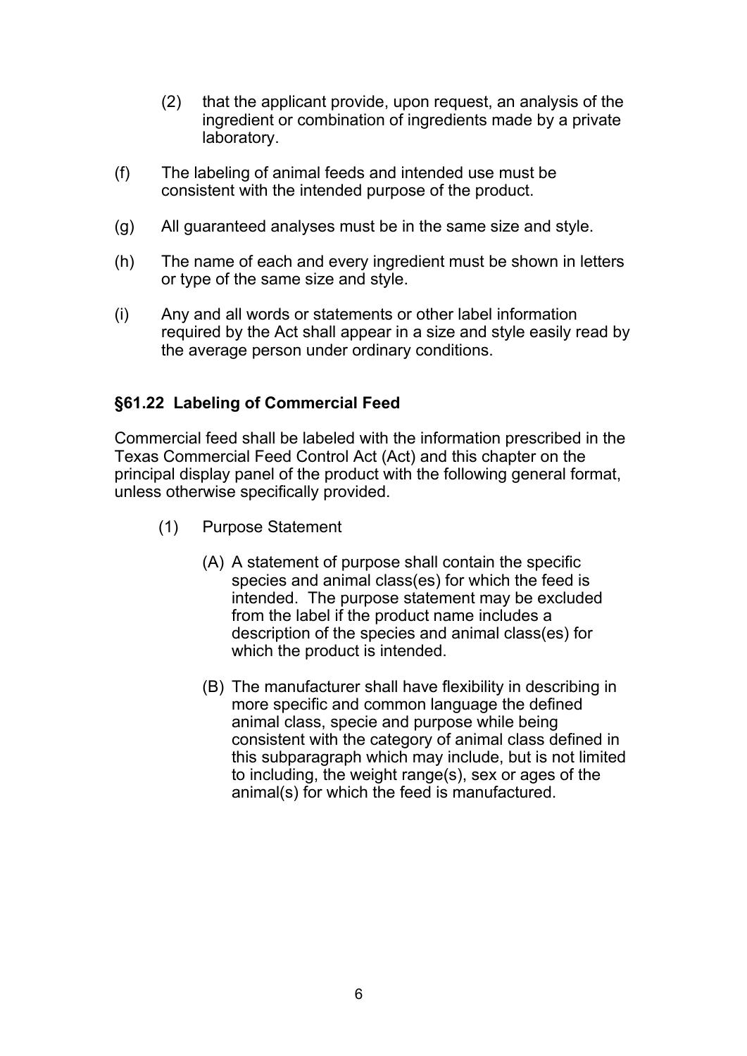(2) that the applicant provide, upon request, an analysis of the ingredient or combination of ingredients made by a private laboratory.

(f) The labeling of animal feeds and intended use must be consistent with the intended purpose of the product.

(g) All guaranteed analyses must be in the same size and style.

(h) The name of each and every ingredient must be shown in letters or type of the same size and style.

(i) Any and all words or statements or other label information required by the Act shall appear in a size and style easily read by the average person under ordinary conditions.

### §61.22 Labeling of Commercial Feed

Commercial feed shall be labeled with the information prescribed in the Texas Commercial Feed Control Act (Act) and this chapter on the principal display panel of the product with the following general format, unless otherwise specifically provided.

(1) Purpose Statement

(A) A statement of purpose shall contain the specific species and animal class(es) for which the feed is intended. The purpose statement may be excluded from the label if the product name includes a description of the species and animal class(es) for which the product is intended.

(B) The manufacturer shall have flexibility in describing in more specific and common language the defined animal class, specie and purpose while being consistent with the category of animal class defined in this subparagraph which may include, but is not limited to including, the weight range(s), sex or ages of the animal(s) for which the feed is manufactured.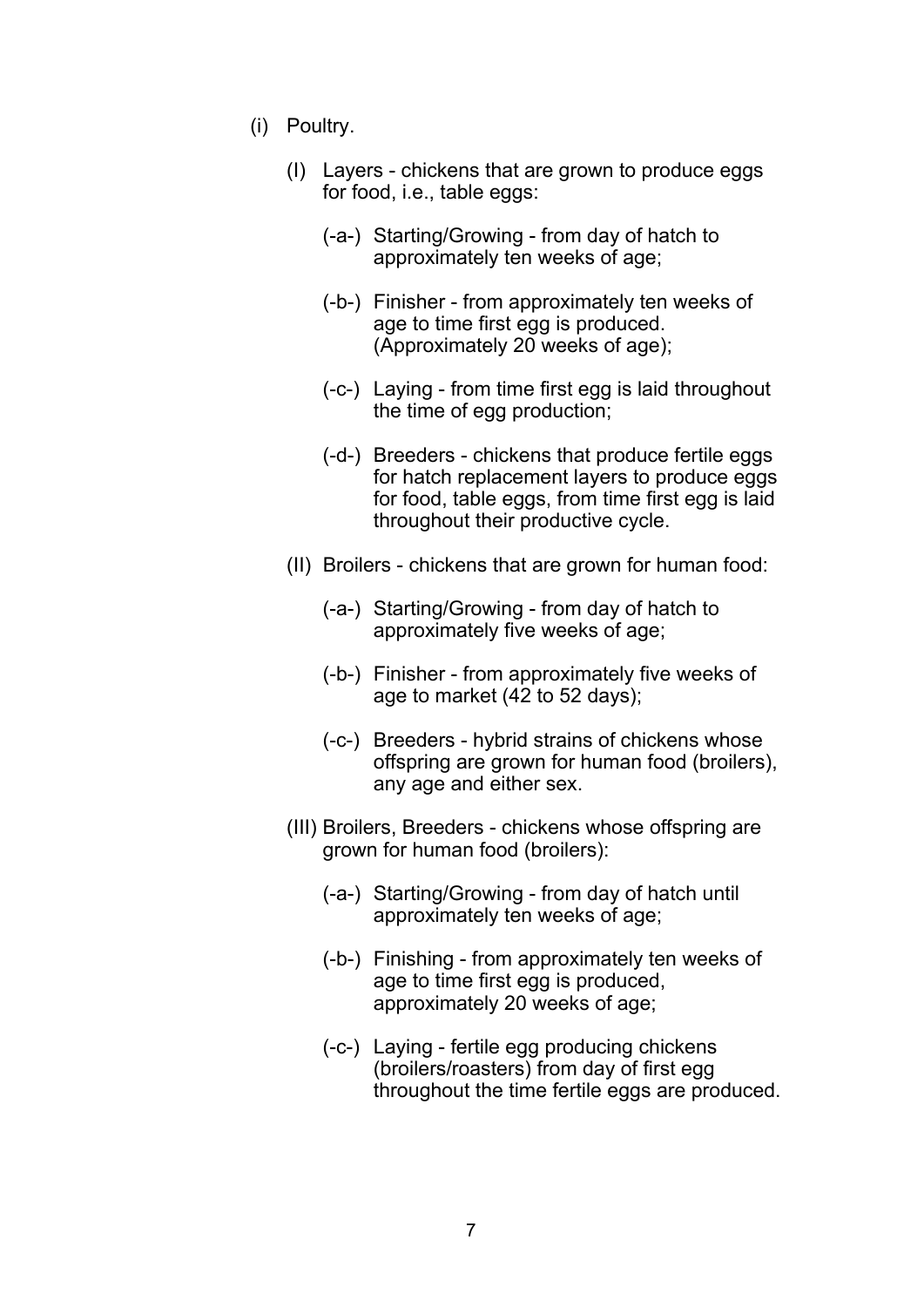(i) Poultry.

(I) Layers - chickens that are grown to produce eggs for food, i.e., table eggs:

(-a-) Starting/Growing - from day of hatch to approximately ten weeks of age;

(-b-) Finisher - from approximately ten weeks of age to time first egg is produced. (Approximately 20 weeks of age);

(-c-) Laying - from time first egg is laid throughout the time of egg production;

(-d-) Breeders - chickens that produce fertile eggs for hatch replacement layers to produce eggs for food, table eggs, from time first egg is laid throughout their productive cycle.

(II) Broilers - chickens that are grown for human food:

(-a-) Starting/Growing - from day of hatch to approximately five weeks of age;

(-b-) Finisher - from approximately five weeks of age to market (42 to 52 days);

(-c-) Breeders - hybrid strains of chickens whose offspring are grown for human food (broilers), any age and either sex.

(III) Broilers, Breeders - chickens whose offspring are grown for human food (broilers):

(-a-) Starting/Growing - from day of hatch until approximately ten weeks of age;

(-b-) Finishing - from approximately ten weeks of age to time first egg is produced, approximately 20 weeks of age;

(-c-) Laying - fertile egg producing chickens (broilers/roasters) from day of first egg throughout the time fertile eggs are produced.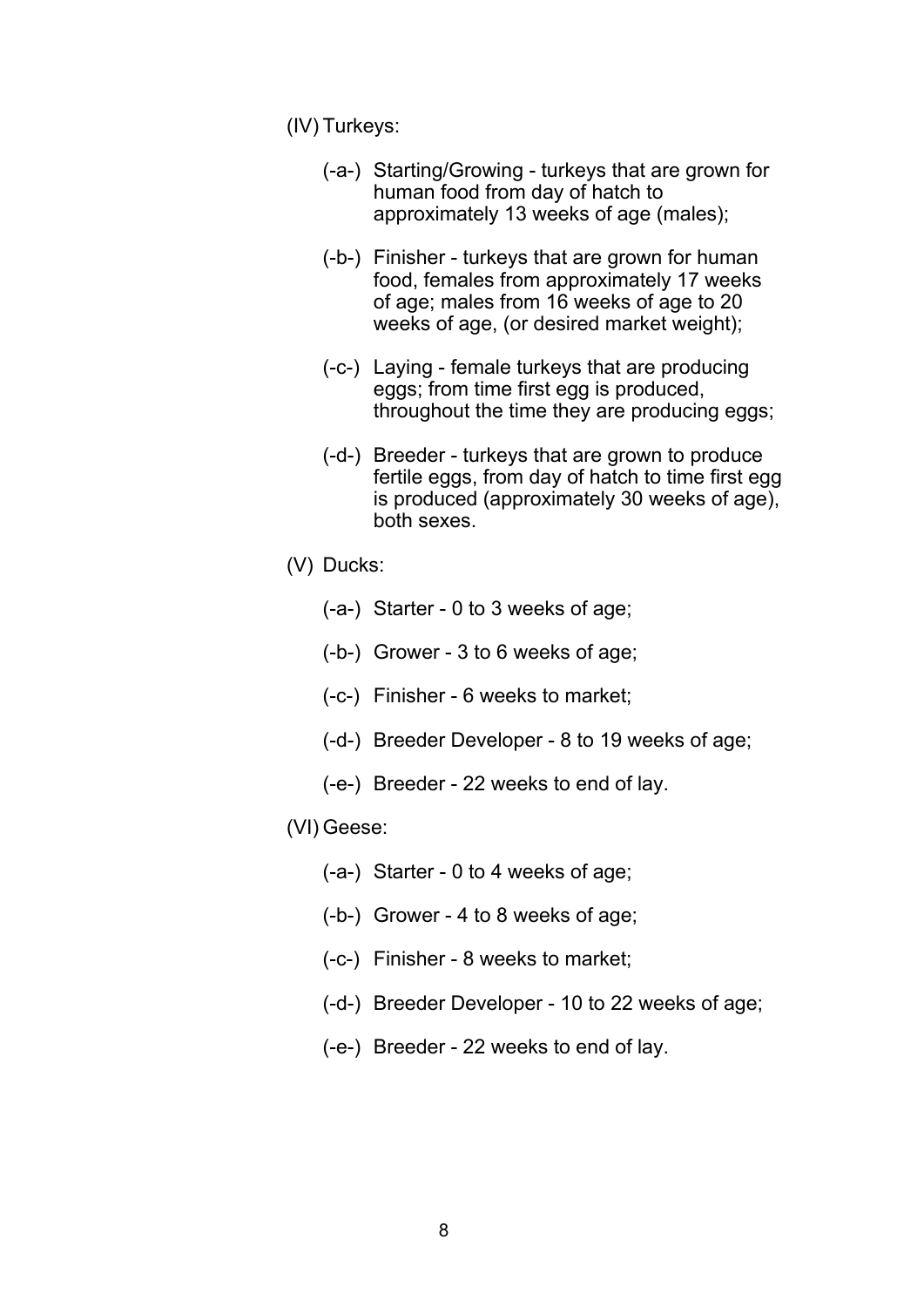(IV) Turkeys:

- (-a-) Starting/Growing - turkeys that are grown for human food from day of hatch to approximately 13 weeks of age (males);
- (-b-) Finisher - turkeys that are grown for human food, females from approximately 17 weeks of age; males from 16 weeks of age to 20 weeks of age, (or desired market weight);
- (-c-) Laying - female turkeys that are producing eggs; from time first egg is produced, throughout the time they are producing eggs;
- (-d-) Breeder - turkeys that are grown to produce fertile eggs, from day of hatch to time first egg is produced (approximately 30 weeks of age), both sexes.

(V) Ducks:

- (-a-) Starter - 0 to 3 weeks of age;
- (-b-) Grower - 3 to 6 weeks of age;
- (-c-) Finisher - 6 weeks to market;
- (-d-) Breeder Developer - 8 to 19 weeks of age;
- (-e-) Breeder - 22 weeks to end of lay.

(VI) Geese:

- (-a-) Starter - 0 to 4 weeks of age;
- (-b-) Grower - 4 to 8 weeks of age;
- (-c-) Finisher - 8 weeks to market;
- (-d-) Breeder Developer - 10 to 22 weeks of age;
- (-e-) Breeder - 22 weeks to end of lay.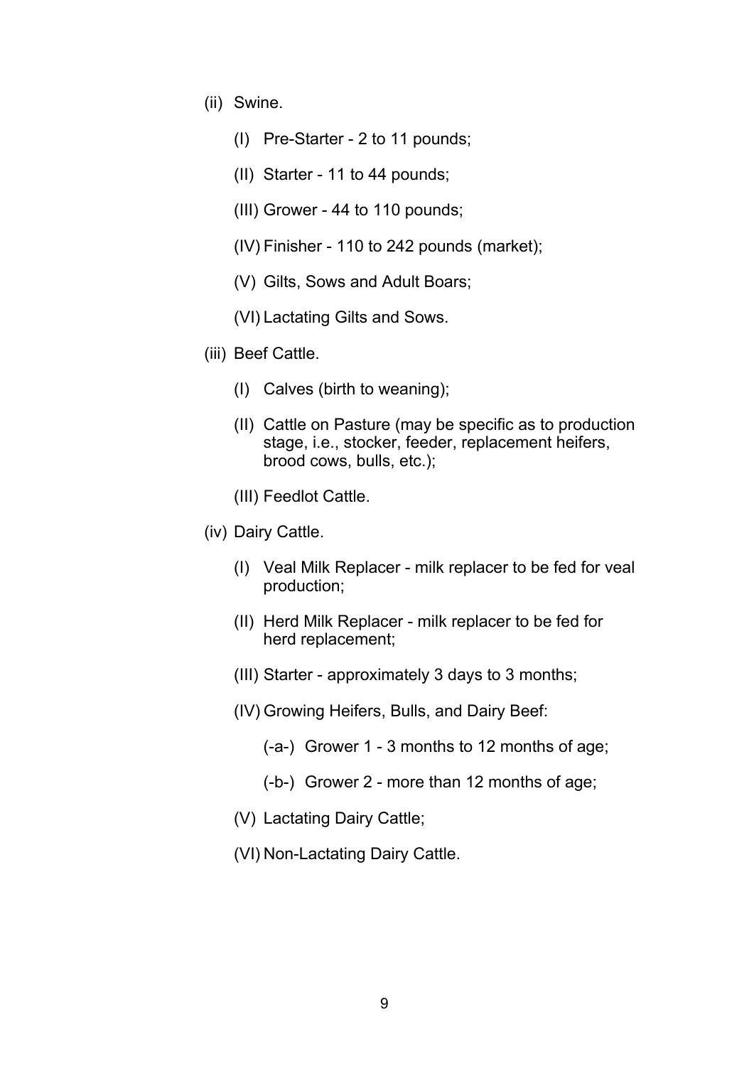(ii) Swine.

(I) Pre-Starter - 2 to 11 pounds;

(II) Starter - 11 to 44 pounds;

(III) Grower - 44 to 110 pounds;

(IV) Finisher - 110 to 242 pounds (market);

(V) Gilts, Sows and Adult Boars;

(VI) Lactating Gilts and Sows.

(iii) Beef Cattle.

(I) Calves (birth to weaning);

(II) Cattle on Pasture (may be specific as to production stage, i.e., stocker, feeder, replacement heifers, brood cows, bulls, etc.);

(III) Feedlot Cattle.

(iv) Dairy Cattle.

(I) Veal Milk Replacer - milk replacer to be fed for veal production;

(II) Herd Milk Replacer - milk replacer to be fed for herd replacement;

(III) Starter - approximately 3 days to 3 months;

(IV) Growing Heifers, Bulls, and Dairy Beef:

(-a-) Grower 1 - 3 months to 12 months of age;

(-b-) Grower 2 - more than 12 months of age;

(V) Lactating Dairy Cattle;

(VI) Non-Lactating Dairy Cattle.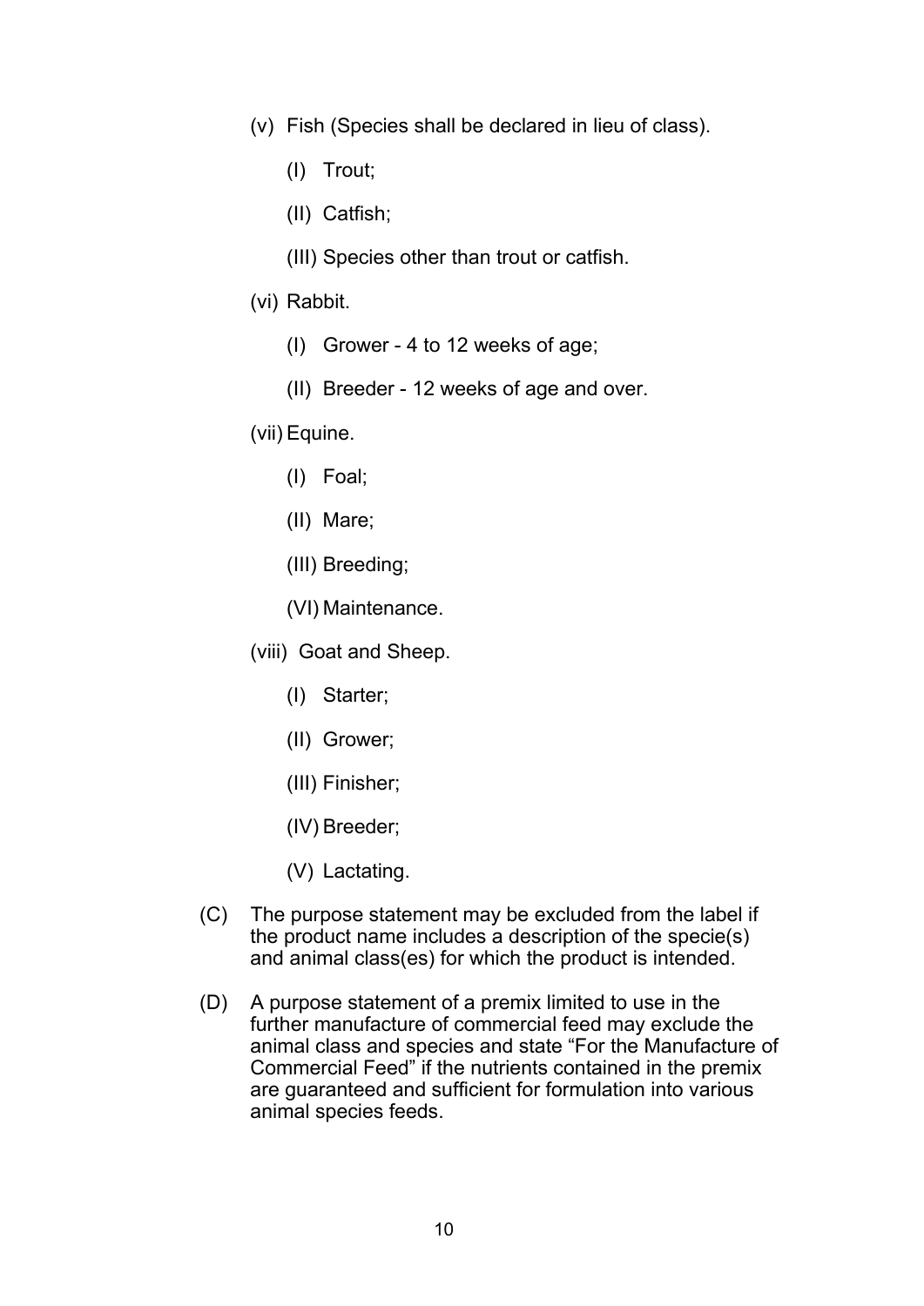(v) Fish (Species shall be declared in lieu of class).

(I) Trout;

(II) Catfish;

(III) Species other than trout or catfish.

(vi) Rabbit.

(I) Grower - 4 to 12 weeks of age;

(II) Breeder - 12 weeks of age and over.

(vii) Equine.

(I) Foal;

(II) Mare;

(III) Breeding;

(VI) Maintenance.

(viii) Goat and Sheep.

(I) Starter;

(II) Grower;

(III) Finisher;

(IV) Breeder;

(V) Lactating.

(C) The purpose statement may be excluded from the label if the product name includes a description of the specie(s) and animal class(es) for which the product is intended.

(D) A purpose statement of a premix limited to use in the further manufacture of commercial feed may exclude the animal class and species and state "For the Manufacture of Commercial Feed" if the nutrients contained in the premix are guaranteed and sufficient for formulation into various animal species feeds.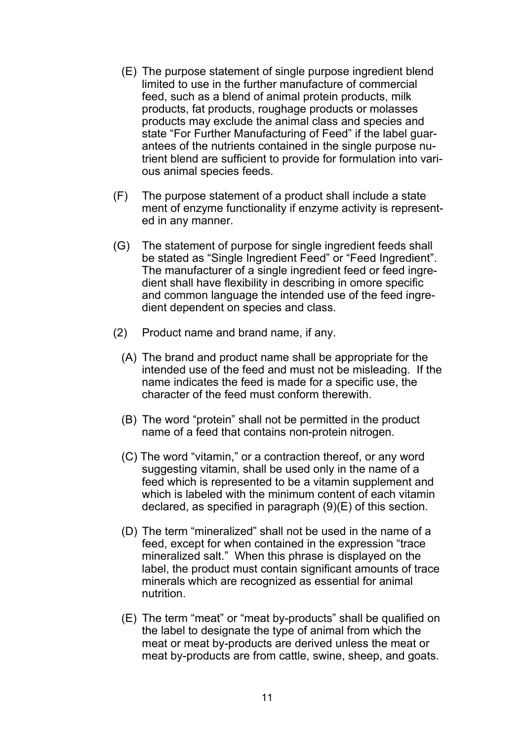(E) The purpose statement of single purpose ingredient blend limited to use in the further manufacture of commercial feed, such as a blend of animal protein products, milk products, fat products, roughage products or molasses products may exclude the animal class and species and state "For Further Manufacturing of Feed" if the label guarantees of the nutrients contained in the single purpose nutrient blend are sufficient to provide for formulation into various animal species feeds.

(F) The purpose statement of a product shall include a state ment of enzyme functionality if enzyme activity is represented in any manner.

(G) The statement of purpose for single ingredient feeds shall be stated as "Single Ingredient Feed" or "Feed Ingredient". The manufacturer of a single ingredient feed or feed ingredient shall have flexibility in describing in omore specific and common language the intended use of the feed ingredient dependent on species and class.

(2) Product name and brand name, if any.

(A) The brand and product name shall be appropriate for the intended use of the feed and must not be misleading. If the name indicates the feed is made for a specific use, the character of the feed must conform therewith.

(B) The word "protein" shall not be permitted in the product name of a feed that contains non-protein nitrogen.

(C) The word "vitamin," or a contraction thereof, or any word suggesting vitamin, shall be used only in the name of a feed which is represented to be a vitamin supplement and which is labeled with the minimum content of each vitamin declared, as specified in paragraph (9)(E) of this section.

(D) The term "mineralized" shall not be used in the name of a feed, except for when contained in the expression "trace mineralized salt." When this phrase is displayed on the label, the product must contain significant amounts of trace minerals which are recognized as essential for animal nutrition.

(E) The term "meat" or "meat by-products" shall be qualified on the label to designate the type of animal from which the meat or meat by-products are derived unless the meat or meat by-products are from cattle, swine, sheep, and goats.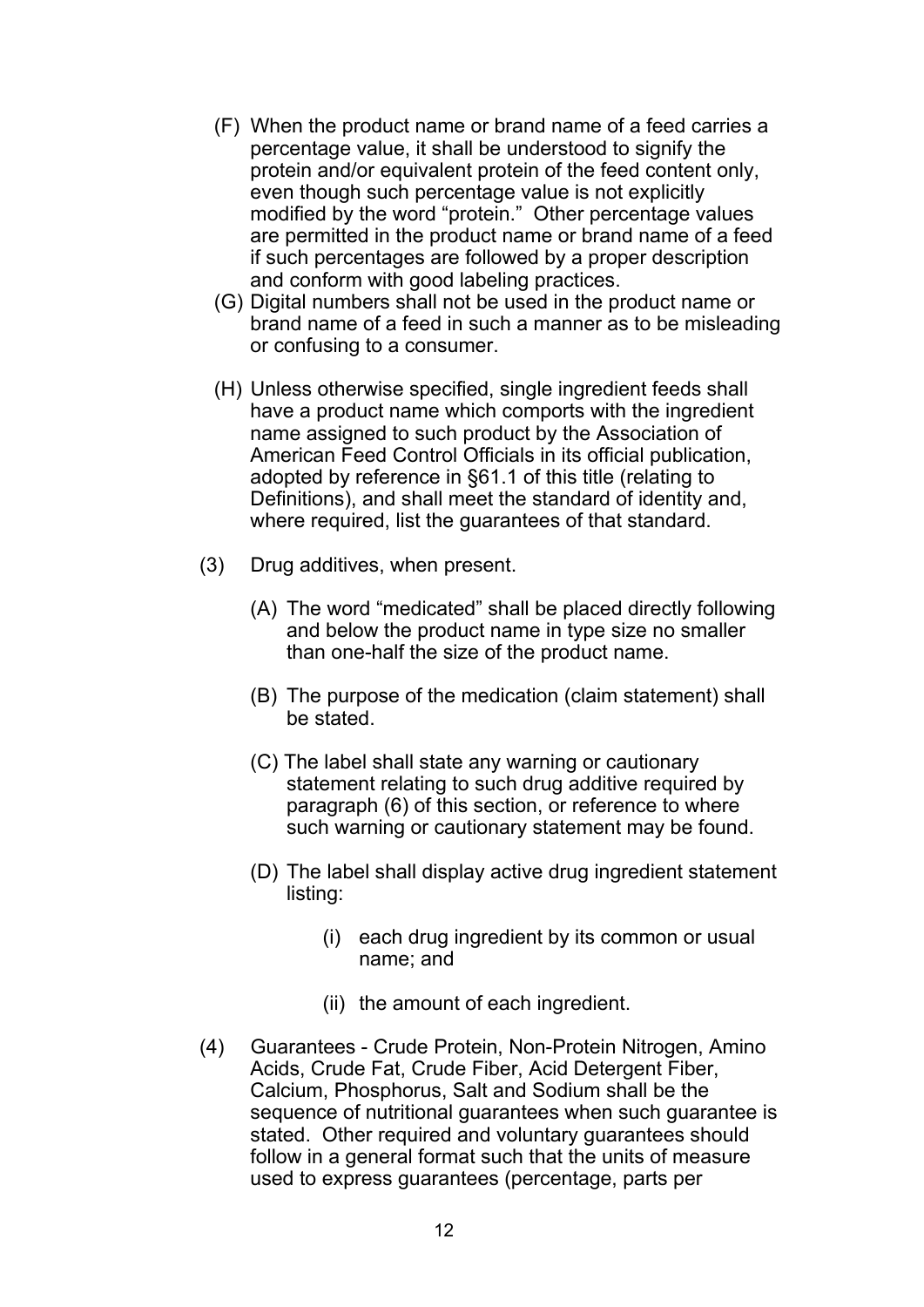(F) When the product name or brand name of a feed carries a percentage value, it shall be understood to signify the protein and/or equivalent protein of the feed content only, even though such percentage value is not explicitly modified by the word "protein." Other percentage values are permitted in the product name or brand name of a feed if such percentages are followed by a proper description and conform with good labeling practices.

(G) Digital numbers shall not be used in the product name or brand name of a feed in such a manner as to be misleading or confusing to a consumer.

(H) Unless otherwise specified, single ingredient feeds shall have a product name which comports with the ingredient name assigned to such product by the Association of American Feed Control Officials in its official publication, adopted by reference in §61.1 of this title (relating to Definitions), and shall meet the standard of identity and, where required, list the guarantees of that standard.

(3) Drug additives, when present.

(A) The word "medicated" shall be placed directly following and below the product name in type size no smaller than one-half the size of the product name.

(B) The purpose of the medication (claim statement) shall be stated.

(C) The label shall state any warning or cautionary statement relating to such drug additive required by paragraph (6) of this section, or reference to where such warning or cautionary statement may be found.

(D) The label shall display active drug ingredient statement listing:

(i) each drug ingredient by its common or usual name; and

(ii) the amount of each ingredient.

(4) Guarantees - Crude Protein, Non-Protein Nitrogen, Amino Acids, Crude Fat, Crude Fiber, Acid Detergent Fiber, Calcium, Phosphorus, Salt and Sodium shall be the sequence of nutritional guarantees when such guarantee is stated. Other required and voluntary guarantees should follow in a general format such that the units of measure used to express guarantees (percentage, parts per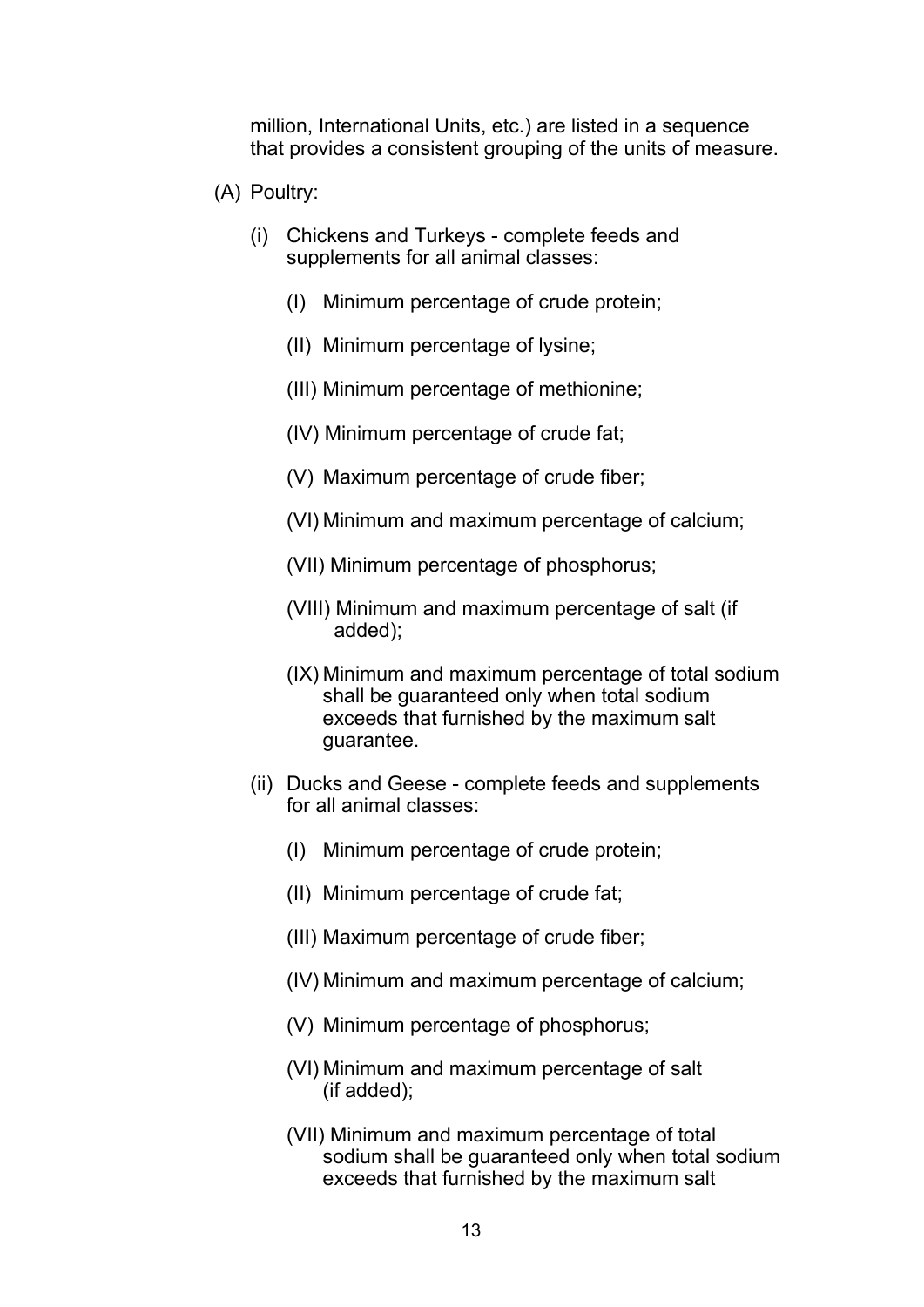million, International Units, etc.) are listed in a sequence that provides a consistent grouping of the units of measure.

(A) Poultry:

(i) Chickens and Turkeys - complete feeds and supplements for all animal classes:

(I) Minimum percentage of crude protein;

(II) Minimum percentage of lysine;

(III) Minimum percentage of methionine;

(IV) Minimum percentage of crude fat;

(V) Maximum percentage of crude fiber;

(VI) Minimum and maximum percentage of calcium;

(VII) Minimum percentage of phosphorus;

(VIII) Minimum and maximum percentage of salt (if added);

(IX) Minimum and maximum percentage of total sodium shall be guaranteed only when total sodium exceeds that furnished by the maximum salt guarantee.

(ii) Ducks and Geese - complete feeds and supplements for all animal classes:

(I) Minimum percentage of crude protein;

(II) Minimum percentage of crude fat;

(III) Maximum percentage of crude fiber;

(IV) Minimum and maximum percentage of calcium;

(V) Minimum percentage of phosphorus;

(VI) Minimum and maximum percentage of salt (if added);

(VII) Minimum and maximum percentage of total sodium shall be guaranteed only when total sodium exceeds that furnished by the maximum salt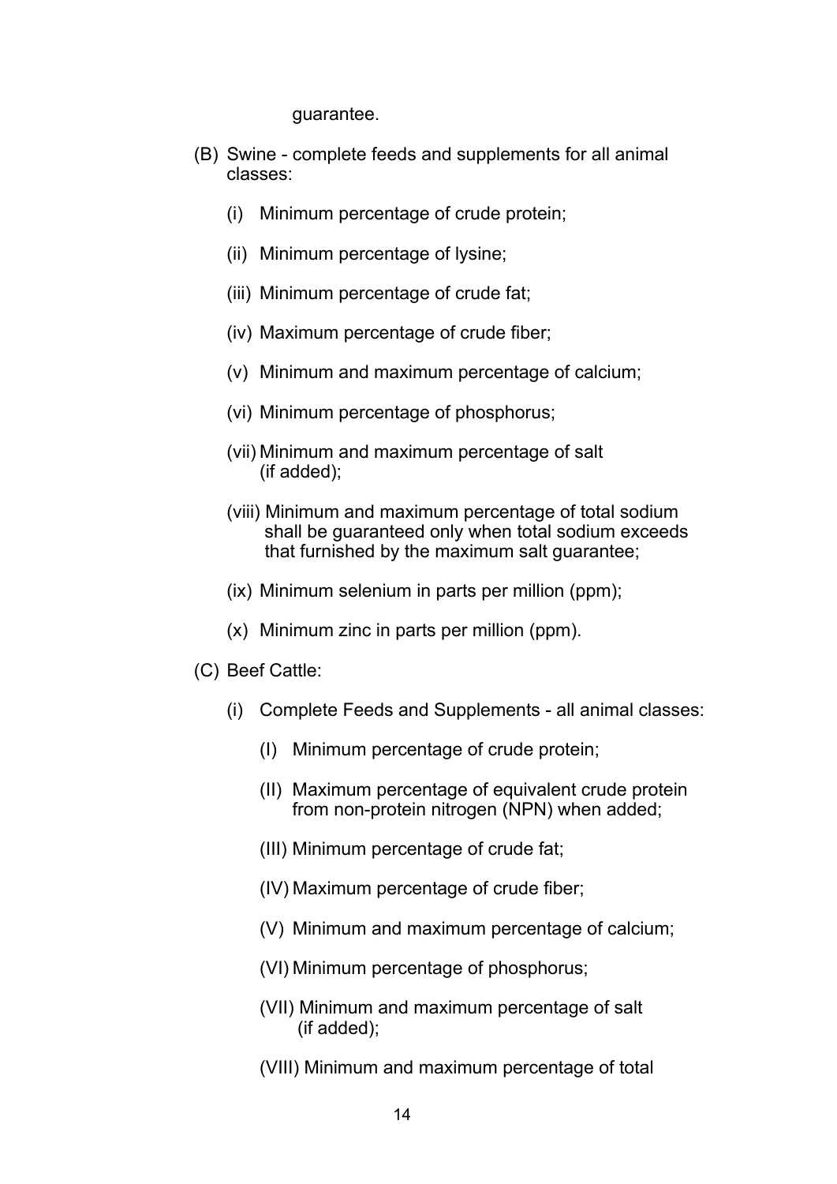guarantee.

(B) Swine - complete feeds and supplements for all animal classes:

(i) Minimum percentage of crude protein;

(ii) Minimum percentage of lysine;

(iii) Minimum percentage of crude fat;

(iv) Maximum percentage of crude fiber;

(v) Minimum and maximum percentage of calcium;

(vi) Minimum percentage of phosphorus;

(vii) Minimum and maximum percentage of salt (if added);

(viii) Minimum and maximum percentage of total sodium shall be guaranteed only when total sodium exceeds that furnished by the maximum salt guarantee;

(ix) Minimum selenium in parts per million (ppm);

(x) Minimum zinc in parts per million (ppm).

(C) Beef Cattle:

(i) Complete Feeds and Supplements - all animal classes:

(I) Minimum percentage of crude protein;

(II) Maximum percentage of equivalent crude protein from non-protein nitrogen (NPN) when added;

(III) Minimum percentage of crude fat;

(IV) Maximum percentage of crude fiber;

(V) Minimum and maximum percentage of calcium;

(VI) Minimum percentage of phosphorus;

(VII) Minimum and maximum percentage of salt (if added);

(VIII) Minimum and maximum percentage of total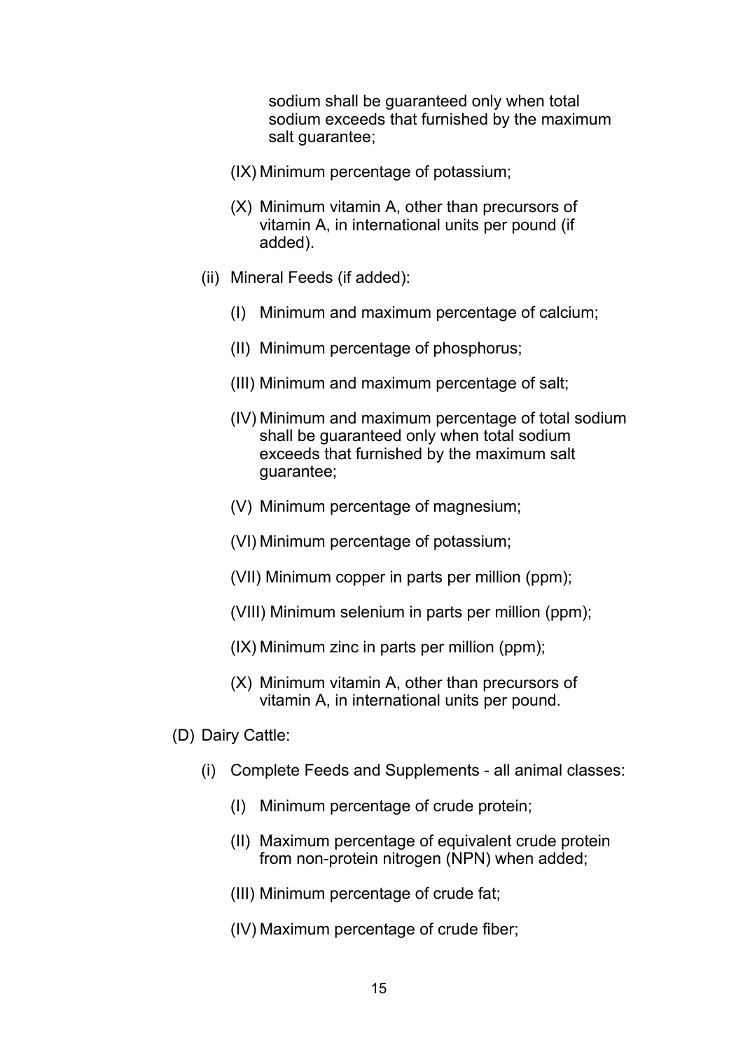sodium shall be guaranteed only when total sodium exceeds that furnished by the maximum salt guarantee;

(IX) Minimum percentage of potassium;

(X) Minimum vitamin A, other than precursors of vitamin A, in international units per pound (if added).

(ii) Mineral Feeds (if added):

(I) Minimum and maximum percentage of calcium;

(II) Minimum percentage of phosphorus;

(III) Minimum and maximum percentage of salt;

(IV) Minimum and maximum percentage of total sodium shall be guaranteed only when total sodium exceeds that furnished by the maximum salt guarantee;

(V) Minimum percentage of magnesium;

(VI) Minimum percentage of potassium;

(VII) Minimum copper in parts per million (ppm);

(VIII) Minimum selenium in parts per million (ppm);

(IX) Minimum zinc in parts per million (ppm);

(X) Minimum vitamin A, other than precursors of vitamin A, in international units per pound.

(D) Dairy Cattle:

(i) Complete Feeds and Supplements - all animal classes:

(I) Minimum percentage of crude protein;

(II) Maximum percentage of equivalent crude protein from non-protein nitrogen (NPN) when added;

(III) Minimum percentage of crude fat;

(IV) Maximum percentage of crude fiber;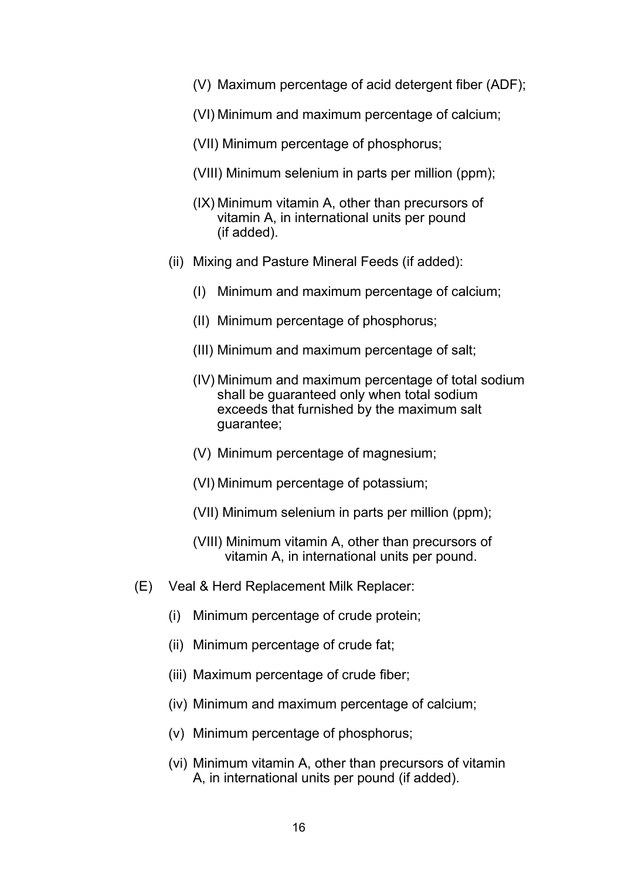(V) Maximum percentage of acid detergent fiber (ADF);

(VI) Minimum and maximum percentage of calcium;

(VII) Minimum percentage of phosphorus;

(VIII) Minimum selenium in parts per million (ppm);

(IX) Minimum vitamin A, other than precursors of vitamin A, in international units per pound (if added).

(ii) Mixing and Pasture Mineral Feeds (if added):

(I) Minimum and maximum percentage of calcium;

(II) Minimum percentage of phosphorus;

(III) Minimum and maximum percentage of salt;

(IV) Minimum and maximum percentage of total sodium shall be guaranteed only when total sodium exceeds that furnished by the maximum salt guarantee;

(V) Minimum percentage of magnesium;

(VI) Minimum percentage of potassium;

(VII) Minimum selenium in parts per million (ppm);

(VIII) Minimum vitamin A, other than precursors of vitamin A, in international units per pound.

(E) Veal & Herd Replacement Milk Replacer:

(i) Minimum percentage of crude protein;

(ii) Minimum percentage of crude fat;

(iii) Maximum percentage of crude fiber;

(iv) Minimum and maximum percentage of calcium;

(v) Minimum percentage of phosphorus;

(vi) Minimum vitamin A, other than precursors of vitamin A, in international units per pound (if added).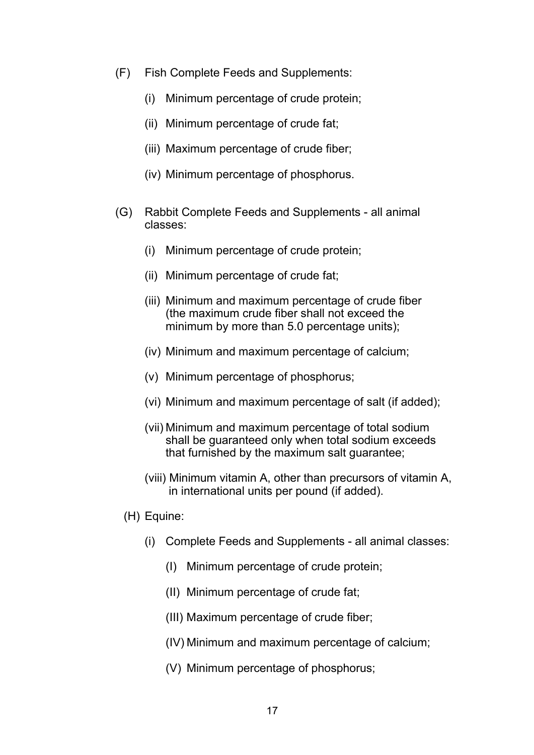(F) Fish Complete Feeds and Supplements:

 (i) Minimum percentage of crude protein;

 (ii) Minimum percentage of crude fat;

 (iii) Maximum percentage of crude fiber;

 (iv) Minimum percentage of phosphorus.

(G) Rabbit Complete Feeds and Supplements - all animal classes:

 (i) Minimum percentage of crude protein;

 (ii) Minimum percentage of crude fat;

 (iii) Minimum and maximum percentage of crude fiber (the maximum crude fiber shall not exceed the minimum by more than 5.0 percentage units);

 (iv) Minimum and maximum percentage of calcium;

 (v) Minimum percentage of phosphorus;

 (vi) Minimum and maximum percentage of salt (if added);

 (vii) Minimum and maximum percentage of total sodium shall be guaranteed only when total sodium exceeds that furnished by the maximum salt guarantee;

 (viii) Minimum vitamin A, other than precursors of vitamin A, in international units per pound (if added).

(H) Equine:

 (i) Complete Feeds and Supplements - all animal classes:

  (I) Minimum percentage of crude protein;

  (II) Minimum percentage of crude fat;

  (III) Maximum percentage of crude fiber;

  (IV) Minimum and maximum percentage of calcium;

  (V) Minimum percentage of phosphorus;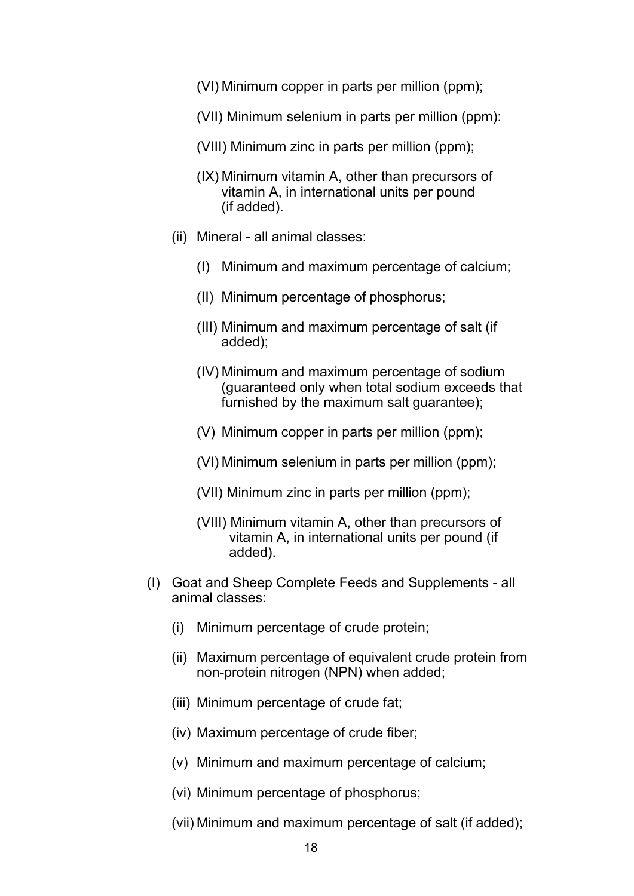(VI) Minimum copper in parts per million (ppm);

(VII) Minimum selenium in parts per million (ppm):

(VIII) Minimum zinc in parts per million (ppm);

(IX) Minimum vitamin A, other than precursors of vitamin A, in international units per pound (if added).

(ii) Mineral - all animal classes:

(I) Minimum and maximum percentage of calcium;

(II) Minimum percentage of phosphorus;

(III) Minimum and maximum percentage of salt (if added);

(IV) Minimum and maximum percentage of sodium (guaranteed only when total sodium exceeds that furnished by the maximum salt guarantee);

(V) Minimum copper in parts per million (ppm);

(VI) Minimum selenium in parts per million (ppm);

(VII) Minimum zinc in parts per million (ppm);

(VIII) Minimum vitamin A, other than precursors of vitamin A, in international units per pound (if added).

(I) Goat and Sheep Complete Feeds and Supplements - all animal classes:

(i) Minimum percentage of crude protein;

(ii) Maximum percentage of equivalent crude protein from non-protein nitrogen (NPN) when added;

(iii) Minimum percentage of crude fat;

(iv) Maximum percentage of crude fiber;

(v) Minimum and maximum percentage of calcium;

(vi) Minimum percentage of phosphorus;

(vii) Minimum and maximum percentage of salt (if added);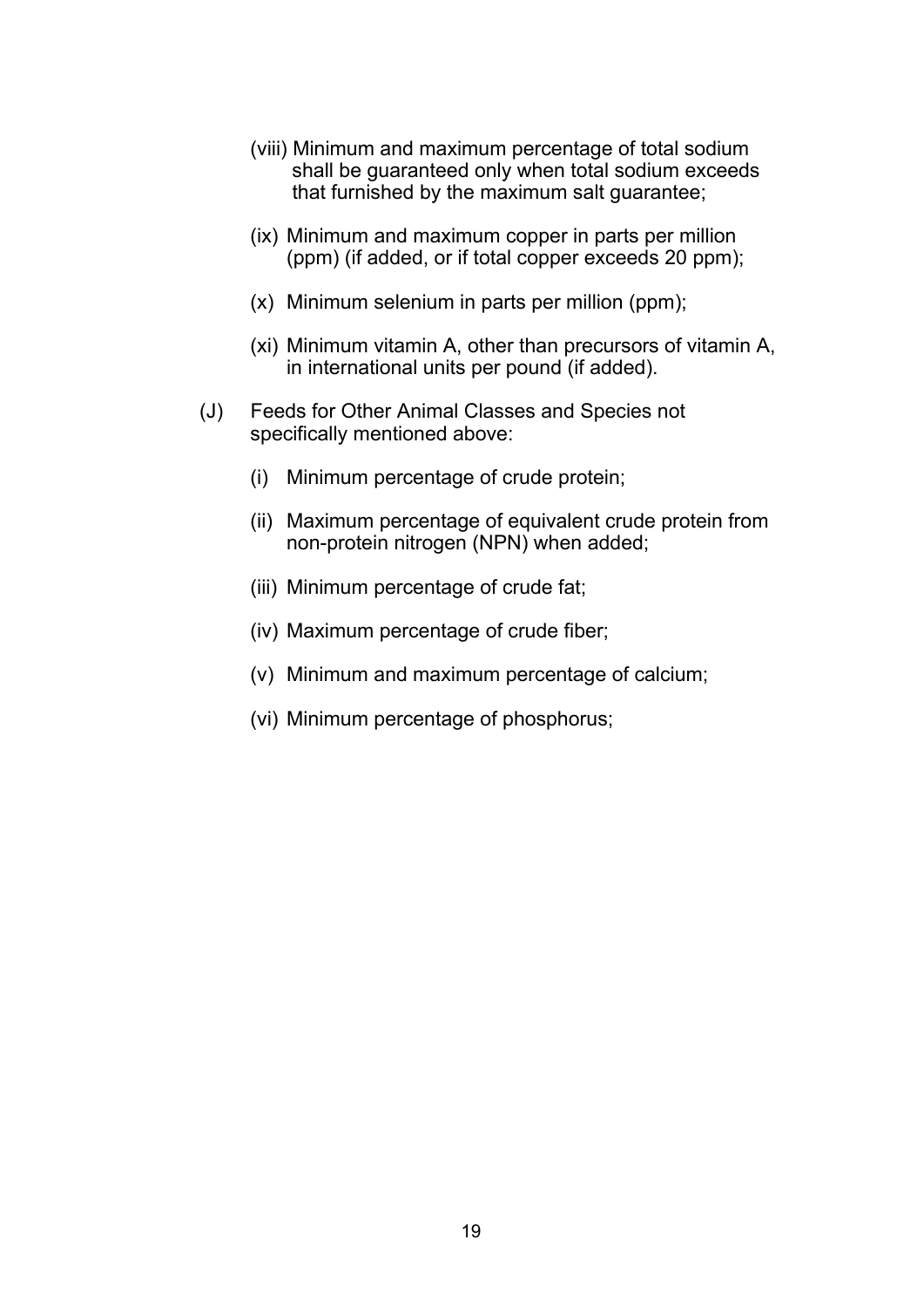(viii) Minimum and maximum percentage of total sodium shall be guaranteed only when total sodium exceeds that furnished by the maximum salt guarantee;

(ix) Minimum and maximum copper in parts per million (ppm) (if added, or if total copper exceeds 20 ppm);

(x) Minimum selenium in parts per million (ppm);

(xi) Minimum vitamin A, other than precursors of vitamin A, in international units per pound (if added).

(J) Feeds for Other Animal Classes and Species not specifically mentioned above:

(i) Minimum percentage of crude protein;

(ii) Maximum percentage of equivalent crude protein from non-protein nitrogen (NPN) when added;

(iii) Minimum percentage of crude fat;

(iv) Maximum percentage of crude fiber;

(v) Minimum and maximum percentage of calcium;

(vi) Minimum percentage of phosphorus;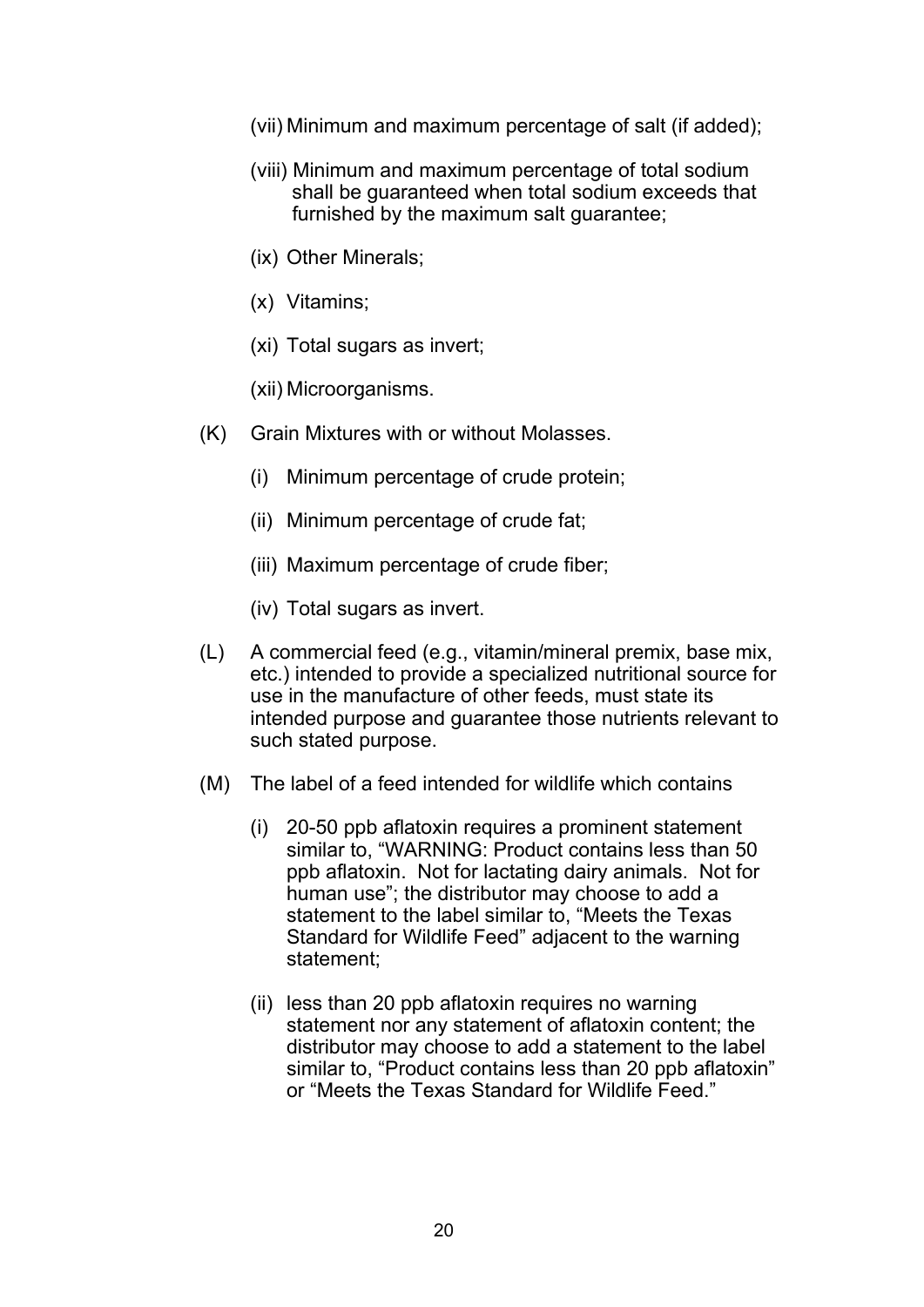(vii) Minimum and maximum percentage of salt (if added);

(viii) Minimum and maximum percentage of total sodium shall be guaranteed when total sodium exceeds that furnished by the maximum salt guarantee;

(ix) Other Minerals;

(x) Vitamins;

(xi) Total sugars as invert;

(xii) Microorganisms.

(K) Grain Mixtures with or without Molasses.

(i) Minimum percentage of crude protein;

(ii) Minimum percentage of crude fat;

(iii) Maximum percentage of crude fiber;

(iv) Total sugars as invert.

(L) A commercial feed (e.g., vitamin/mineral premix, base mix, etc.) intended to provide a specialized nutritional source for use in the manufacture of other feeds, must state its intended purpose and guarantee those nutrients relevant to such stated purpose.

(M) The label of a feed intended for wildlife which contains

(i) 20-50 ppb aflatoxin requires a prominent statement similar to, "WARNING: Product contains less than 50 ppb aflatoxin. Not for lactating dairy animals. Not for human use"; the distributor may choose to add a statement to the label similar to, "Meets the Texas Standard for Wildlife Feed" adjacent to the warning statement;

(ii) less than 20 ppb aflatoxin requires no warning statement nor any statement of aflatoxin content; the distributor may choose to add a statement to the label similar to, "Product contains less than 20 ppb aflatoxin" or "Meets the Texas Standard for Wildlife Feed."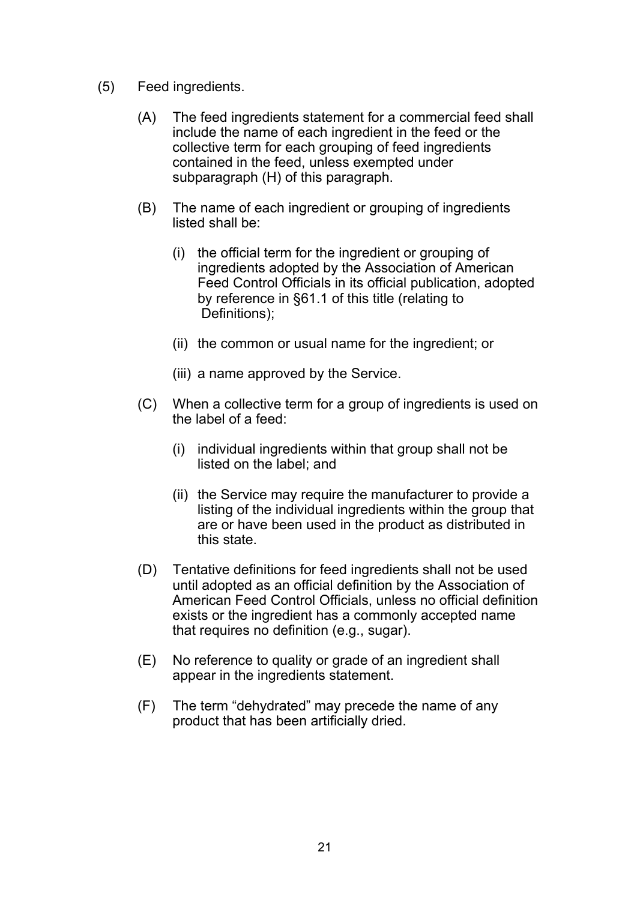(5) Feed ingredients.

(A) The feed ingredients statement for a commercial feed shall include the name of each ingredient in the feed or the collective term for each grouping of feed ingredients contained in the feed, unless exempted under subparagraph (H) of this paragraph.

(B) The name of each ingredient or grouping of ingredients listed shall be:

(i) the official term for the ingredient or grouping of ingredients adopted by the Association of American Feed Control Officials in its official publication, adopted by reference in §61.1 of this title (relating to Definitions);

(ii) the common or usual name for the ingredient; or

(iii) a name approved by the Service.

(C) When a collective term for a group of ingredients is used on the label of a feed:

(i) individual ingredients within that group shall not be listed on the label; and

(ii) the Service may require the manufacturer to provide a listing of the individual ingredients within the group that are or have been used in the product as distributed in this state.

(D) Tentative definitions for feed ingredients shall not be used until adopted as an official definition by the Association of American Feed Control Officials, unless no official definition exists or the ingredient has a commonly accepted name that requires no definition (e.g., sugar).

(E) No reference to quality or grade of an ingredient shall appear in the ingredients statement.

(F) The term “dehydrated” may precede the name of any product that has been artificially dried.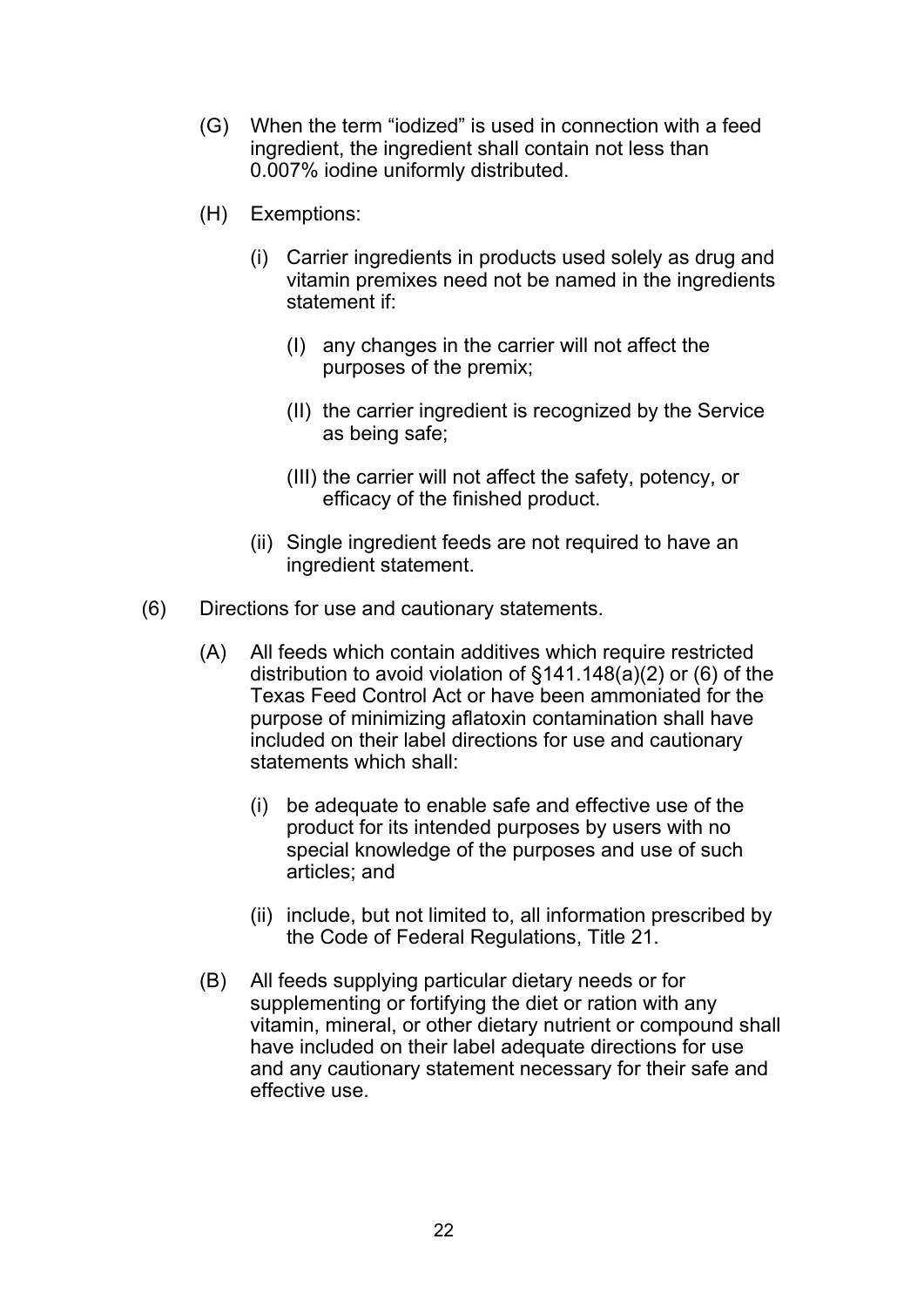(G) When the term "iodized" is used in connection with a feed ingredient, the ingredient shall contain not less than 0.007% iodine uniformly distributed.

(H) Exemptions:

(i) Carrier ingredients in products used solely as drug and vitamin premixes need not be named in the ingredients statement if:

(I) any changes in the carrier will not affect the purposes of the premix;

(II) the carrier ingredient is recognized by the Service as being safe;

(III) the carrier will not affect the safety, potency, or efficacy of the finished product.

(ii) Single ingredient feeds are not required to have an ingredient statement.

(6) Directions for use and cautionary statements.

(A) All feeds which contain additives which require restricted distribution to avoid violation of §141.148(a)(2) or (6) of the Texas Feed Control Act or have been ammoniated for the purpose of minimizing aflatoxin contamination shall have included on their label directions for use and cautionary statements which shall:

(i) be adequate to enable safe and effective use of the product for its intended purposes by users with no special knowledge of the purposes and use of such articles; and

(ii) include, but not limited to, all information prescribed by the Code of Federal Regulations, Title 21.

(B) All feeds supplying particular dietary needs or for supplementing or fortifying the diet or ration with any vitamin, mineral, or other dietary nutrient or compound shall have included on their label adequate directions for use and any cautionary statement necessary for their safe and effective use.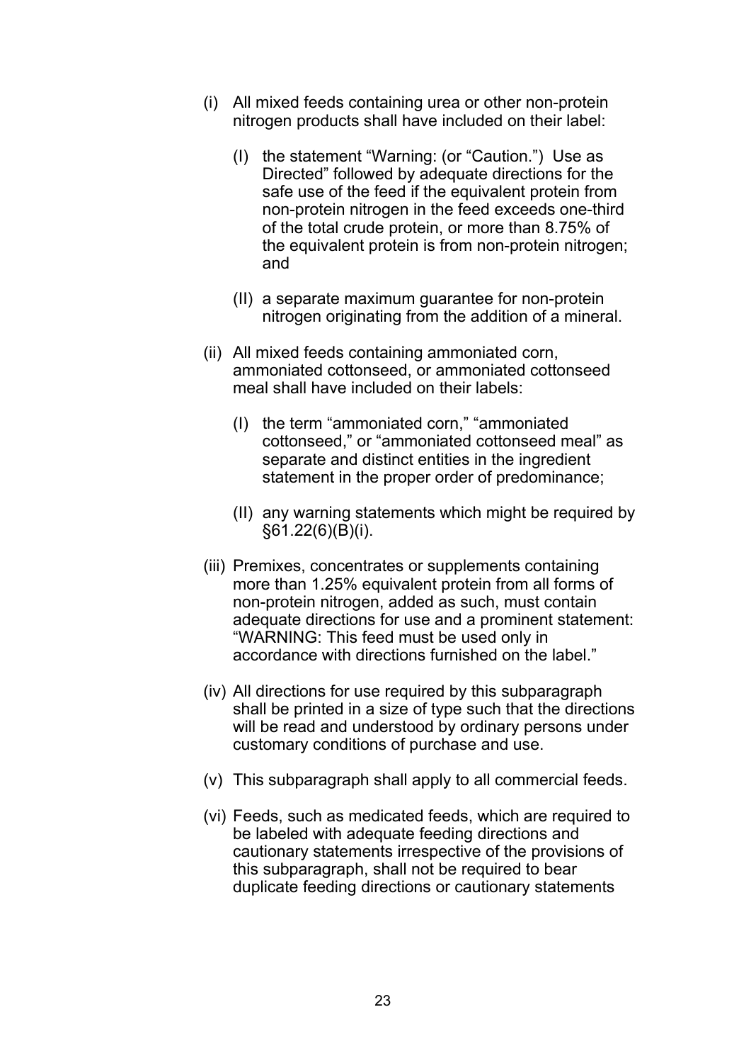(i) All mixed feeds containing urea or other non-protein nitrogen products shall have included on their label:

  (I) the statement "Warning: (or "Caution.") Use as Directed" followed by adequate directions for the safe use of the feed if the equivalent protein from non-protein nitrogen in the feed exceeds one-third of the total crude protein, or more than 8.75% of the equivalent protein is from non-protein nitrogen; and

  (II) a separate maximum guarantee for non-protein nitrogen originating from the addition of a mineral.

(ii) All mixed feeds containing ammoniated corn, ammoniated cottonseed, or ammoniated cottonseed meal shall have included on their labels:

  (I) the term "ammoniated corn," "ammoniated cottonseed," or "ammoniated cottonseed meal" as separate and distinct entities in the ingredient statement in the proper order of predominance;

  (II) any warning statements which might be required by §61.22(6)(B)(i).

(iii) Premixes, concentrates or supplements containing more than 1.25% equivalent protein from all forms of non-protein nitrogen, added as such, must contain adequate directions for use and a prominent statement: "WARNING: This feed must be used only in accordance with directions furnished on the label."

(iv) All directions for use required by this subparagraph shall be printed in a size of type such that the directions will be read and understood by ordinary persons under customary conditions of purchase and use.

(v) This subparagraph shall apply to all commercial feeds.

(vi) Feeds, such as medicated feeds, which are required to be labeled with adequate feeding directions and cautionary statements irrespective of the provisions of this subparagraph, shall not be required to bear duplicate feeding directions or cautionary statements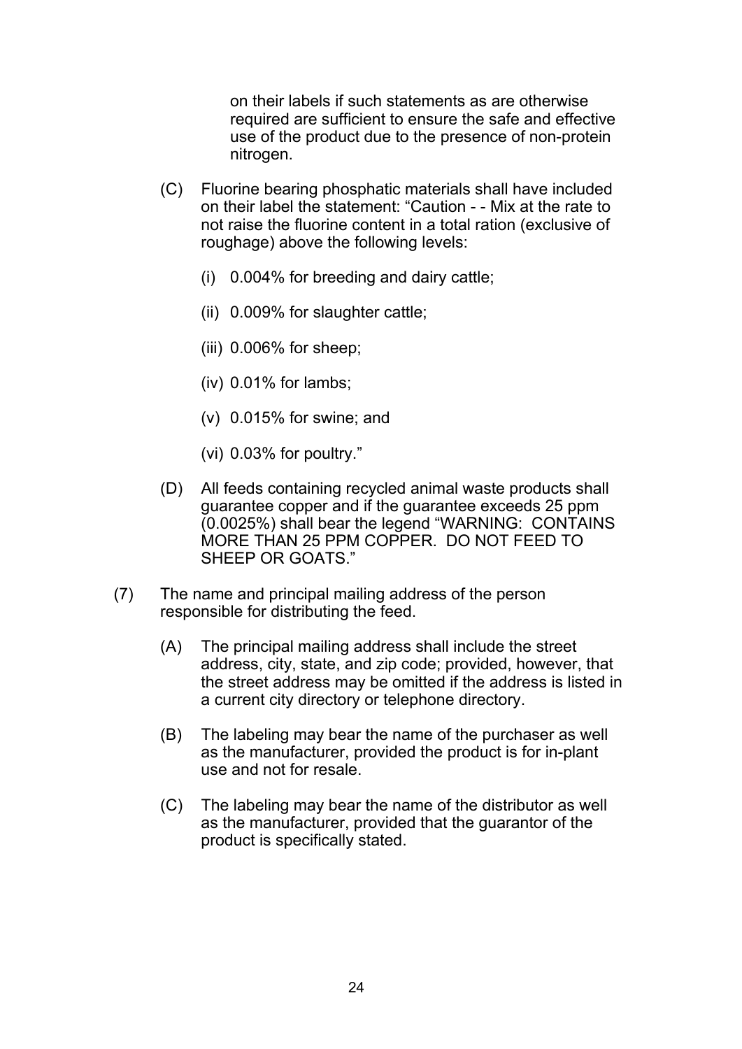on their labels if such statements as are otherwise required are sufficient to ensure the safe and effective use of the product due to the presence of non-protein nitrogen.

(C) Fluorine bearing phosphatic materials shall have included on their label the statement: "Caution - - Mix at the rate to not raise the fluorine content in a total ration (exclusive of roughage) above the following levels:

(i) 0.004% for breeding and dairy cattle;

(ii) 0.009% for slaughter cattle;

(iii) 0.006% for sheep;

(iv) 0.01% for lambs;

(v) 0.015% for swine; and

(vi) 0.03% for poultry."

(D) All feeds containing recycled animal waste products shall guarantee copper and if the guarantee exceeds 25 ppm (0.0025%) shall bear the legend "WARNING: CONTAINS MORE THAN 25 PPM COPPER. DO NOT FEED TO SHEEP OR GOATS."

(7) The name and principal mailing address of the person responsible for distributing the feed.

(A) The principal mailing address shall include the street address, city, state, and zip code; provided, however, that the street address may be omitted if the address is listed in a current city directory or telephone directory.

(B) The labeling may bear the name of the purchaser as well as the manufacturer, provided the product is for in-plant use and not for resale.

(C) The labeling may bear the name of the distributor as well as the manufacturer, provided that the guarantor of the product is specifically stated.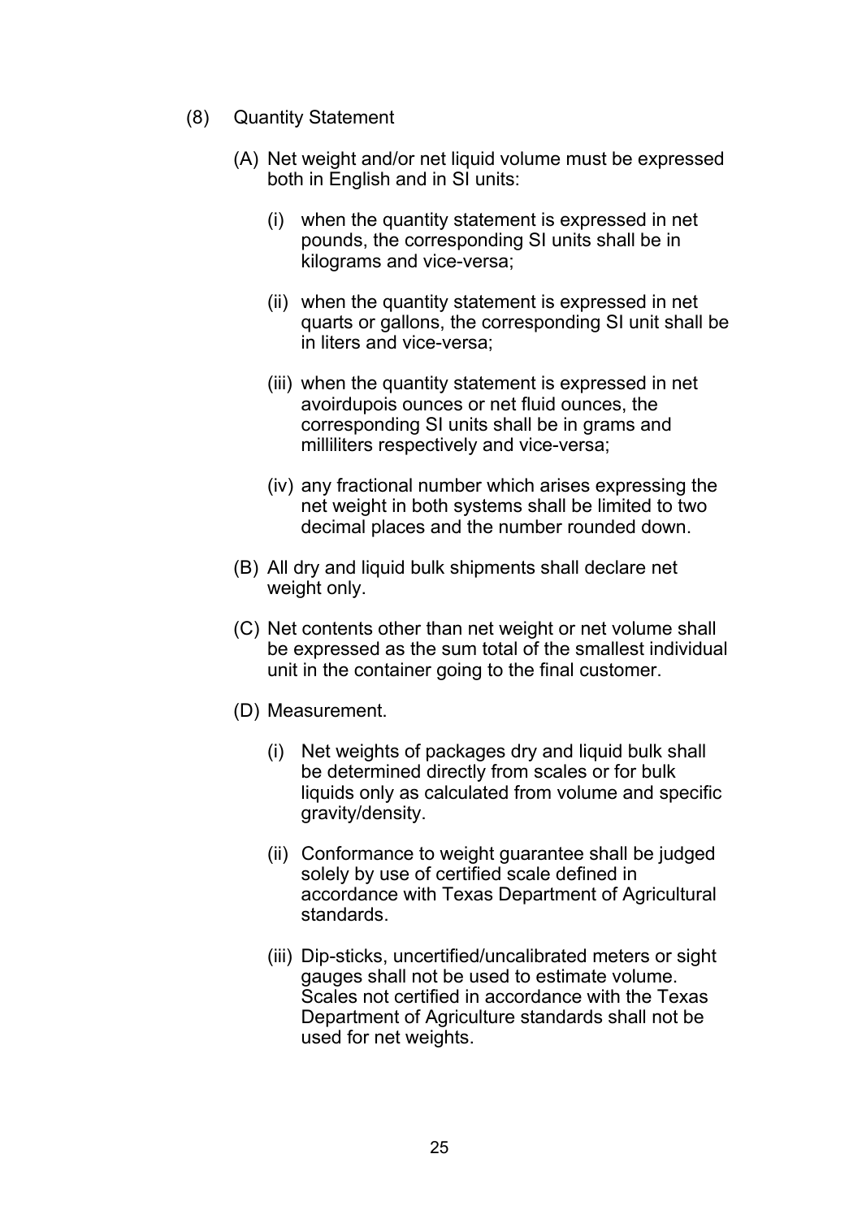(8) Quantity Statement

(A) Net weight and/or net liquid volume must be expressed both in English and in SI units:

(i) when the quantity statement is expressed in net pounds, the corresponding SI units shall be in kilograms and vice-versa;

(ii) when the quantity statement is expressed in net quarts or gallons, the corresponding SI unit shall be in liters and vice-versa;

(iii) when the quantity statement is expressed in net avoirdupois ounces or net fluid ounces, the corresponding SI units shall be in grams and milliliters respectively and vice-versa;

(iv) any fractional number which arises expressing the net weight in both systems shall be limited to two decimal places and the number rounded down.

(B) All dry and liquid bulk shipments shall declare net weight only.

(C) Net contents other than net weight or net volume shall be expressed as the sum total of the smallest individual unit in the container going to the final customer.

(D) Measurement.

(i) Net weights of packages dry and liquid bulk shall be determined directly from scales or for bulk liquids only as calculated from volume and specific gravity/density.

(ii) Conformance to weight guarantee shall be judged solely by use of certified scale defined in accordance with Texas Department of Agricultural standards.

(iii) Dip-sticks, uncertified/uncalibrated meters or sight gauges shall not be used to estimate volume. Scales not certified in accordance with the Texas Department of Agriculture standards shall not be used for net weights.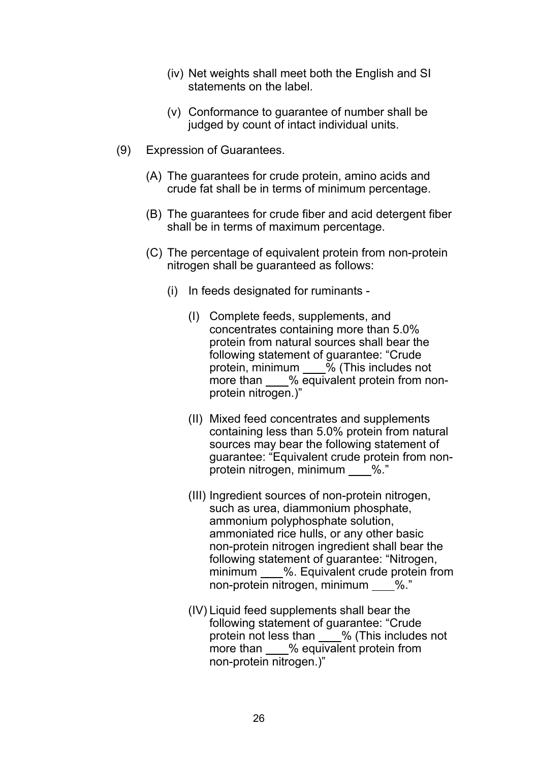(iv) Net weights shall meet both the English and SI statements on the label.

(v) Conformance to guarantee of number shall be judged by count of intact individual units.

(9) Expression of Guarantees.

(A) The guarantees for crude protein, amino acids and crude fat shall be in terms of minimum percentage.

(B) The guarantees for crude fiber and acid detergent fiber shall be in terms of maximum percentage.

(C) The percentage of equivalent protein from non-protein nitrogen shall be guaranteed as follows:

(i) In feeds designated for ruminants -

(I) Complete feeds, supplements, and concentrates containing more than 5.0% protein from natural sources shall bear the following statement of guarantee: "Crude protein, minimum ____% (This includes not more than ____% equivalent protein from non-protein nitrogen.)"

(II) Mixed feed concentrates and supplements containing less than 5.0% protein from natural sources may bear the following statement of guarantee: "Equivalent crude protein from non-protein nitrogen, minimum ____%."

(III) Ingredient sources of non-protein nitrogen, such as urea, diammonium phosphate, ammonium polyphosphate solution, ammoniated rice hulls, or any other basic non-protein nitrogen ingredient shall bear the following statement of guarantee: "Nitrogen, minimum ____%. Equivalent crude protein from non-protein nitrogen, minimum ____%."

(IV) Liquid feed supplements shall bear the following statement of guarantee: "Crude protein not less than ____% (This includes not more than ____% equivalent protein from non-protein nitrogen.)"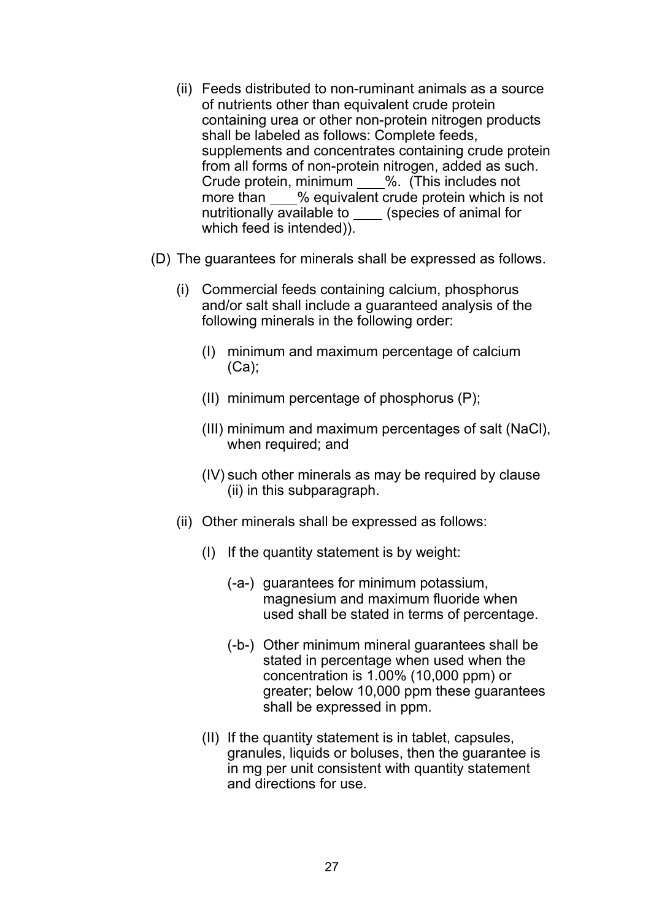(ii) Feeds distributed to non-ruminant animals as a source of nutrients other than equivalent crude protein containing urea or other non-protein nitrogen products shall be labeled as follows: Complete feeds, supplements and concentrates containing crude protein from all forms of non-protein nitrogen, added as such. Crude protein, minimum ____%. (This includes not more than ____% equivalent crude protein which is not nutritionally available to ____ (species of animal for which feed is intended)).

(D) The guarantees for minerals shall be expressed as follows.

(i) Commercial feeds containing calcium, phosphorus and/or salt shall include a guaranteed analysis of the following minerals in the following order:

(I) minimum and maximum percentage of calcium (Ca);

(II) minimum percentage of phosphorus (P);

(III) minimum and maximum percentages of salt (NaCl), when required; and

(IV) such other minerals as may be required by clause (ii) in this subparagraph.

(ii) Other minerals shall be expressed as follows:

(I) If the quantity statement is by weight:

(-a-) guarantees for minimum potassium, magnesium and maximum fluoride when used shall be stated in terms of percentage.

(-b-) Other minimum mineral guarantees shall be stated in percentage when used when the concentration is 1.00% (10,000 ppm) or greater; below 10,000 ppm these guarantees shall be expressed in ppm.

(II) If the quantity statement is in tablet, capsules, granules, liquids or boluses, then the guarantee is in mg per unit consistent with quantity statement and directions for use.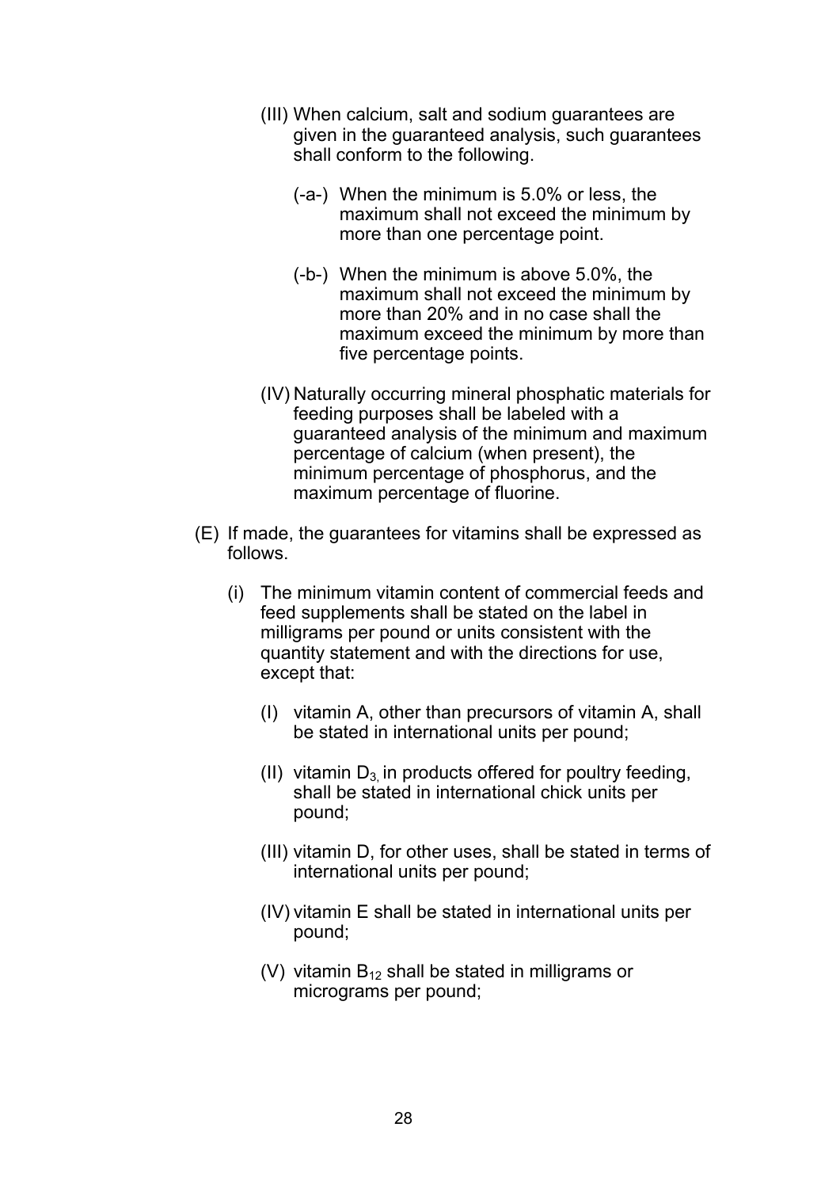(III) When calcium, salt and sodium guarantees are given in the guaranteed analysis, such guarantees shall conform to the following.

(-a-) When the minimum is 5.0% or less, the maximum shall not exceed the minimum by more than one percentage point.

(-b-) When the minimum is above 5.0%, the maximum shall not exceed the minimum by more than 20% and in no case shall the maximum exceed the minimum by more than five percentage points.

(IV) Naturally occurring mineral phosphatic materials for feeding purposes shall be labeled with a guaranteed analysis of the minimum and maximum percentage of calcium (when present), the minimum percentage of phosphorus, and the maximum percentage of fluorine.

(E) If made, the guarantees for vitamins shall be expressed as follows.

(i) The minimum vitamin content of commercial feeds and feed supplements shall be stated on the label in milligrams per pound or units consistent with the quantity statement and with the directions for use, except that:

(I) vitamin A, other than precursors of vitamin A, shall be stated in international units per pound;

(II) vitamin $D_3$, in products offered for poultry feeding, shall be stated in international chick units per pound;

(III) vitamin D, for other uses, shall be stated in terms of international units per pound;

(IV) vitamin E shall be stated in international units per pound;

(V) vitamin $B_{12}$ shall be stated in milligrams or micrograms per pound;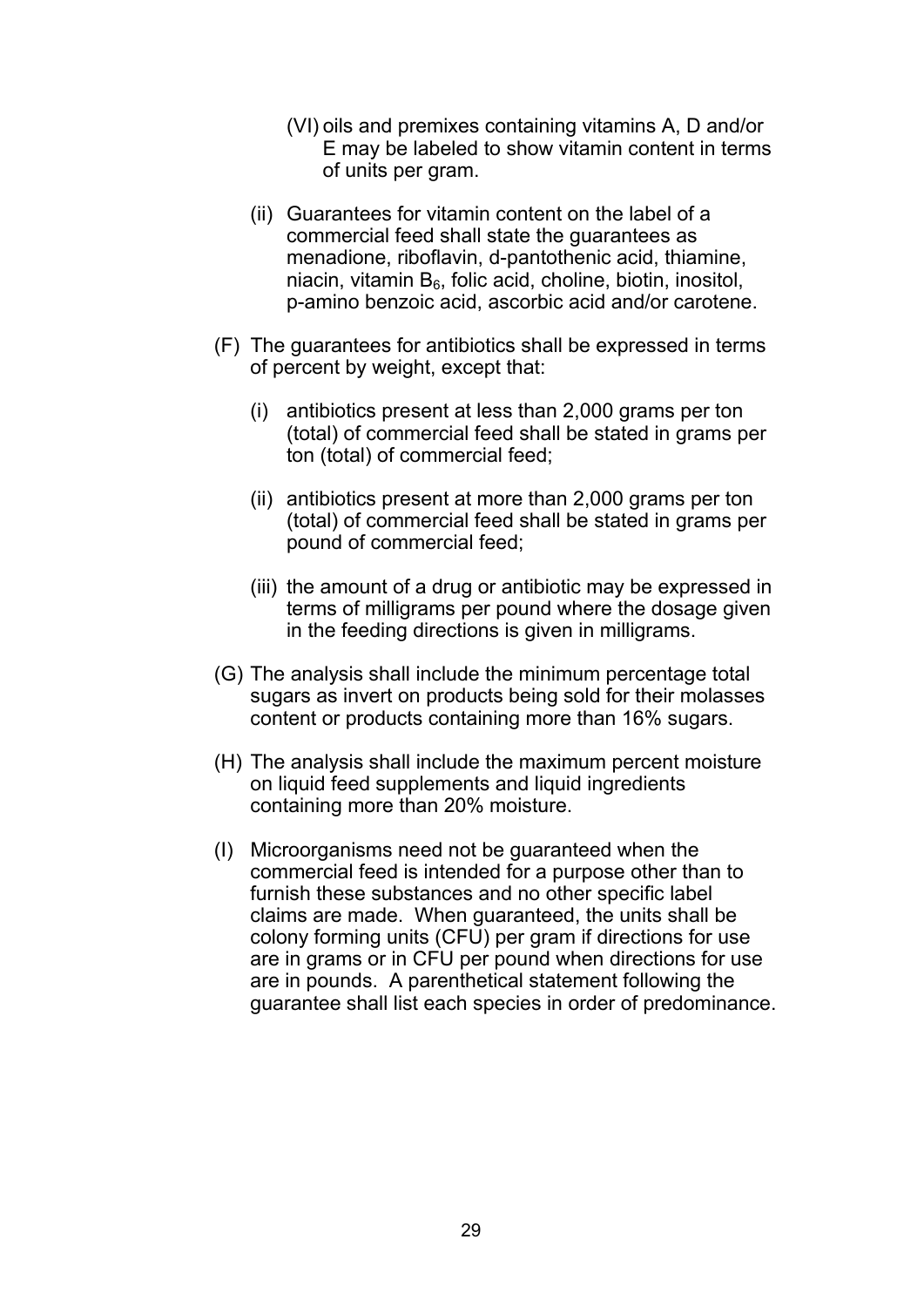(VI) oils and premixes containing vitamins A, D and/or E may be labeled to show vitamin content in terms of units per gram.

(ii) Guarantees for vitamin content on the label of a commercial feed shall state the guarantees as menadione, riboflavin, d-pantothenic acid, thiamine, niacin, vitamin $B_6$, folic acid, choline, biotin, inositol, p-amino benzoic acid, ascorbic acid and/or carotene.

(F) The guarantees for antibiotics shall be expressed in terms of percent by weight, except that:

(i) antibiotics present at less than 2,000 grams per ton (total) of commercial feed shall be stated in grams per ton (total) of commercial feed;

(ii) antibiotics present at more than 2,000 grams per ton (total) of commercial feed shall be stated in grams per pound of commercial feed;

(iii) the amount of a drug or antibiotic may be expressed in terms of milligrams per pound where the dosage given in the feeding directions is given in milligrams.

(G) The analysis shall include the minimum percentage total sugars as invert on products being sold for their molasses content or products containing more than 16% sugars.

(H) The analysis shall include the maximum percent moisture on liquid feed supplements and liquid ingredients containing more than 20% moisture.

(I) Microorganisms need not be guaranteed when the commercial feed is intended for a purpose other than to furnish these substances and no other specific label claims are made. When guaranteed, the units shall be colony forming units (CFU) per gram if directions for use are in grams or in CFU per pound when directions for use are in pounds. A parenthetical statement following the guarantee shall list each species in order of predominance.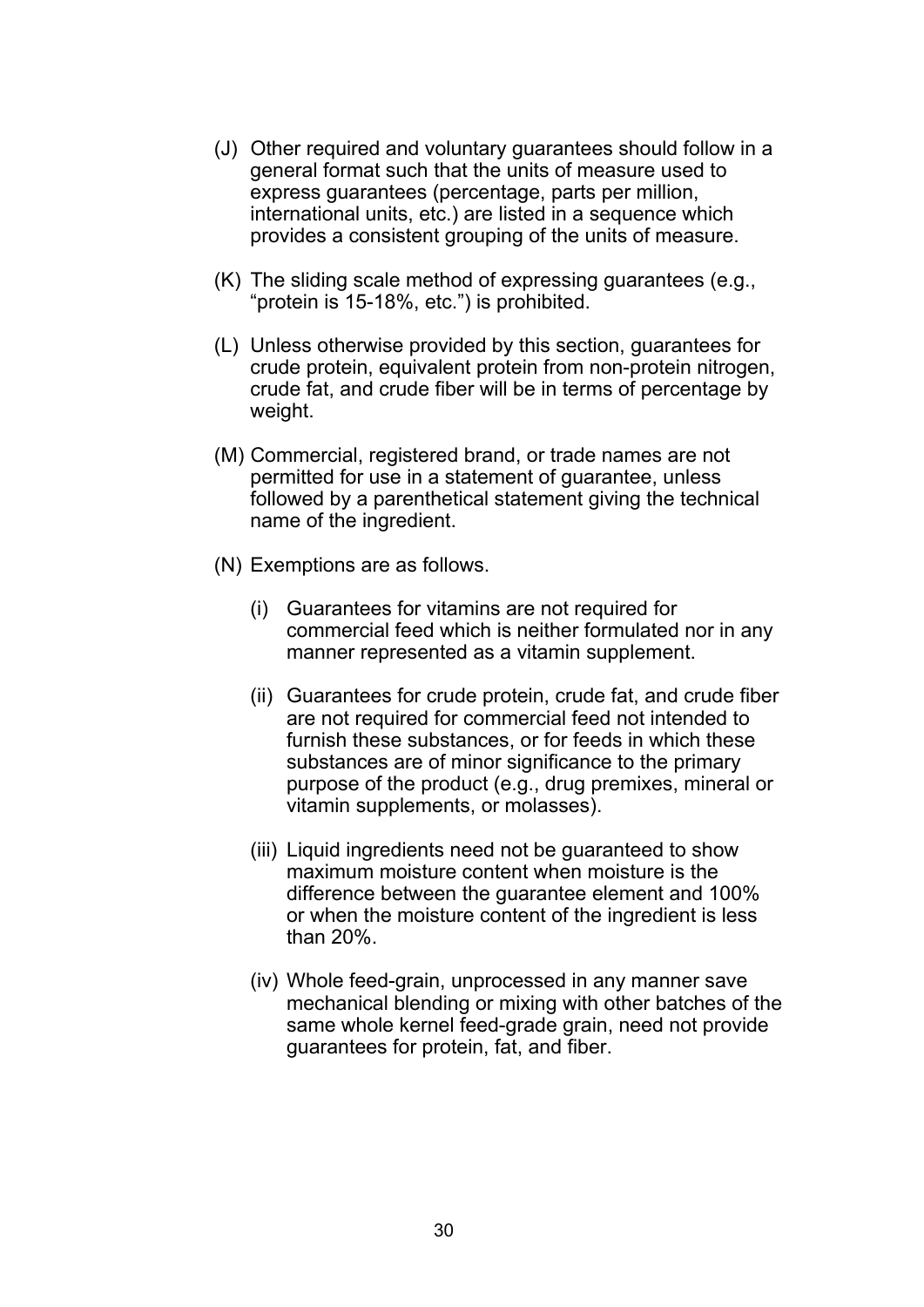(J) Other required and voluntary guarantees should follow in a general format such that the units of measure used to express guarantees (percentage, parts per million, international units, etc.) are listed in a sequence which provides a consistent grouping of the units of measure.

(K) The sliding scale method of expressing guarantees (e.g., "protein is 15-18%, etc.") is prohibited.

(L) Unless otherwise provided by this section, guarantees for crude protein, equivalent protein from non-protein nitrogen, crude fat, and crude fiber will be in terms of percentage by weight.

(M) Commercial, registered brand, or trade names are not permitted for use in a statement of guarantee, unless followed by a parenthetical statement giving the technical name of the ingredient.

(N) Exemptions are as follows.

   (i) Guarantees for vitamins are not required for commercial feed which is neither formulated nor in any manner represented as a vitamin supplement.

   (ii) Guarantees for crude protein, crude fat, and crude fiber are not required for commercial feed not intended to furnish these substances, or for feeds in which these substances are of minor significance to the primary purpose of the product (e.g., drug premixes, mineral or vitamin supplements, or molasses).

   (iii) Liquid ingredients need not be guaranteed to show maximum moisture content when moisture is the difference between the guarantee element and 100% or when the moisture content of the ingredient is less than 20%.

   (iv) Whole feed-grain, unprocessed in any manner save mechanical blending or mixing with other batches of the same whole kernel feed-grade grain, need not provide guarantees for protein, fat, and fiber.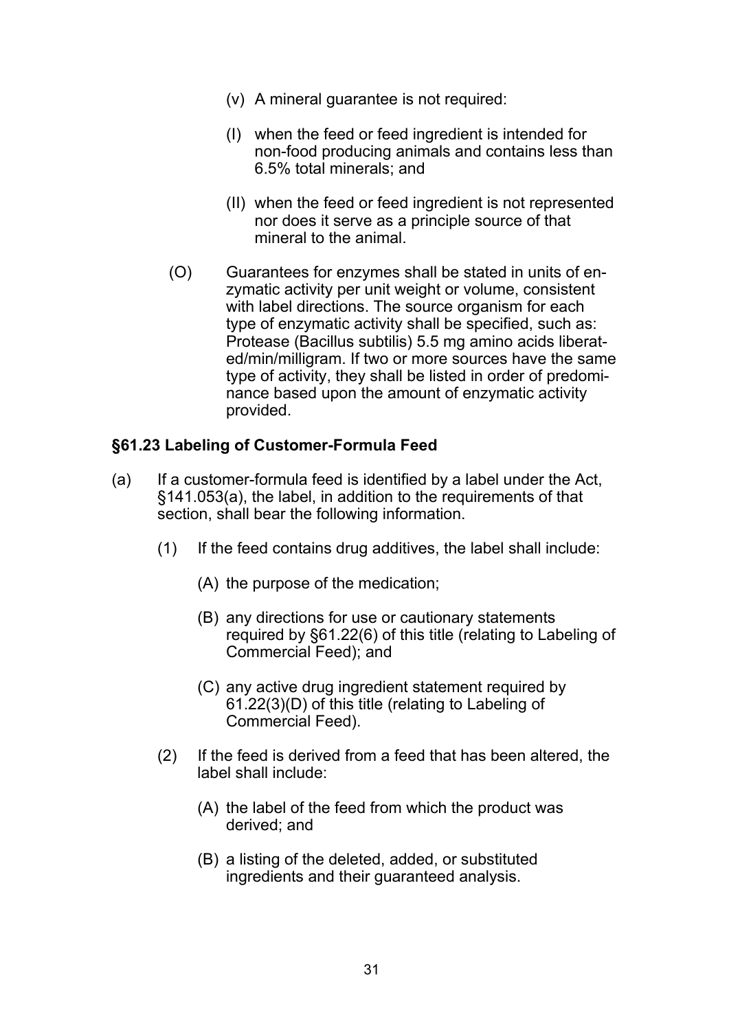(v) A mineral guarantee is not required:

(I) when the feed or feed ingredient is intended for non-food producing animals and contains less than 6.5% total minerals; and

(II) when the feed or feed ingredient is not represented nor does it serve as a principle source of that mineral to the animal.

(O) Guarantees for enzymes shall be stated in units of enzymatic activity per unit weight or volume, consistent with label directions. The source organism for each type of enzymatic activity shall be specified, such as: Protease (Bacillus subtilis) 5.5 mg amino acids liberated/min/milligram. If two or more sources have the same type of activity, they shall be listed in order of predominance based upon the amount of enzymatic activity provided.

### §61.23 Labeling of Customer-Formula Feed

(a) If a customer-formula feed is identified by a label under the Act, §141.053(a), the label, in addition to the requirements of that section, shall bear the following information.

(1) If the feed contains drug additives, the label shall include:

(A) the purpose of the medication;

(B) any directions for use or cautionary statements required by §61.22(6) of this title (relating to Labeling of Commercial Feed); and

(C) any active drug ingredient statement required by 61.22(3)(D) of this title (relating to Labeling of Commercial Feed).

(2) If the feed is derived from a feed that has been altered, the label shall include:

(A) the label of the feed from which the product was derived; and

(B) a listing of the deleted, added, or substituted ingredients and their guaranteed analysis.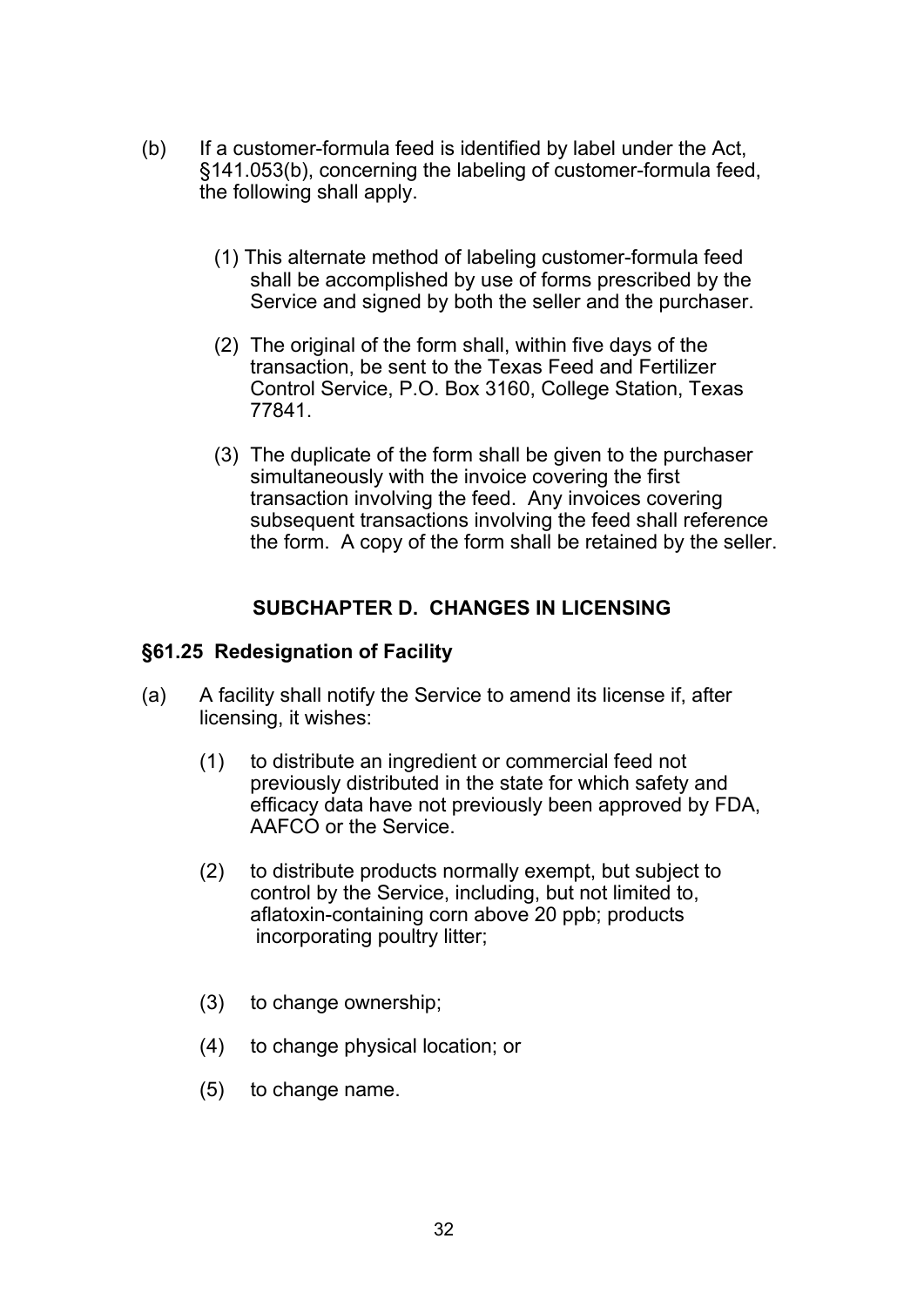(b) If a customer-formula feed is identified by label under the Act, §141.053(b), concerning the labeling of customer-formula feed, the following shall apply.

(1) This alternate method of labeling customer-formula feed shall be accomplished by use of forms prescribed by the Service and signed by both the seller and the purchaser.

(2) The original of the form shall, within five days of the transaction, be sent to the Texas Feed and Fertilizer Control Service, P.O. Box 3160, College Station, Texas 77841.

(3) The duplicate of the form shall be given to the purchaser simultaneously with the invoice covering the first transaction involving the feed. Any invoices covering subsequent transactions involving the feed shall reference the form. A copy of the form shall be retained by the seller.

## SUBCHAPTER D. CHANGES IN LICENSING

### §61.25 Redesignation of Facility

(a) A facility shall notify the Service to amend its license if, after licensing, it wishes:

(1) to distribute an ingredient or commercial feed not previously distributed in the state for which safety and efficacy data have not previously been approved by FDA, AAFCO or the Service.

(2) to distribute products normally exempt, but subject to control by the Service, including, but not limited to, aflatoxin-containing corn above 20 ppb; products incorporating poultry litter;

(3) to change ownership;

(4) to change physical location; or

(5) to change name.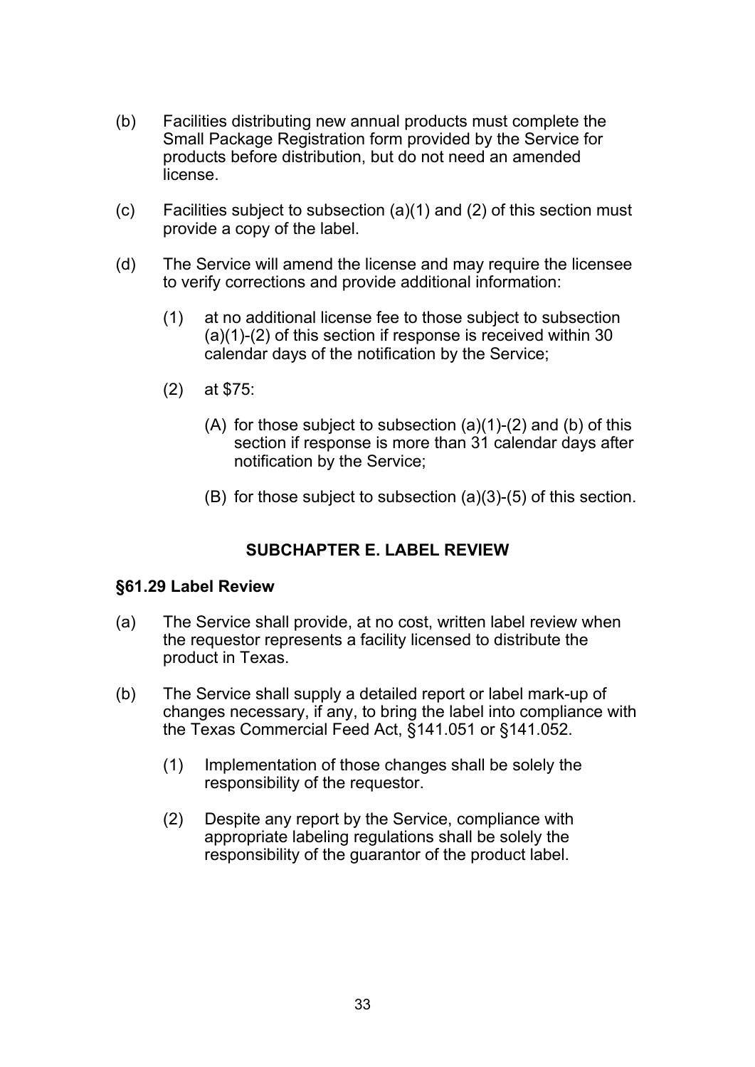(b) Facilities distributing new annual products must complete the Small Package Registration form provided by the Service for products before distribution, but do not need an amended license.

(c) Facilities subject to subsection (a)(1) and (2) of this section must provide a copy of the label.

(d) The Service will amend the license and may require the licensee to verify corrections and provide additional information:

  (1) at no additional license fee to those subject to subsection (a)(1)-(2) of this section if response is received within 30 calendar days of the notification by the Service;

  (2) at $75:

    (A) for those subject to subsection (a)(1)-(2) and (b) of this section if response is more than 31 calendar days after notification by the Service;

    (B) for those subject to subsection (a)(3)-(5) of this section.

## SUBCHAPTER E. LABEL REVIEW

### §61.29 Label Review

(a) The Service shall provide, at no cost, written label review when the requestor represents a facility licensed to distribute the product in Texas.

(b) The Service shall supply a detailed report or label mark-up of changes necessary, if any, to bring the label into compliance with the Texas Commercial Feed Act, §141.051 or §141.052.

  (1) Implementation of those changes shall be solely the responsibility of the requestor.

  (2) Despite any report by the Service, compliance with appropriate labeling regulations shall be solely the responsibility of the guarantor of the product label.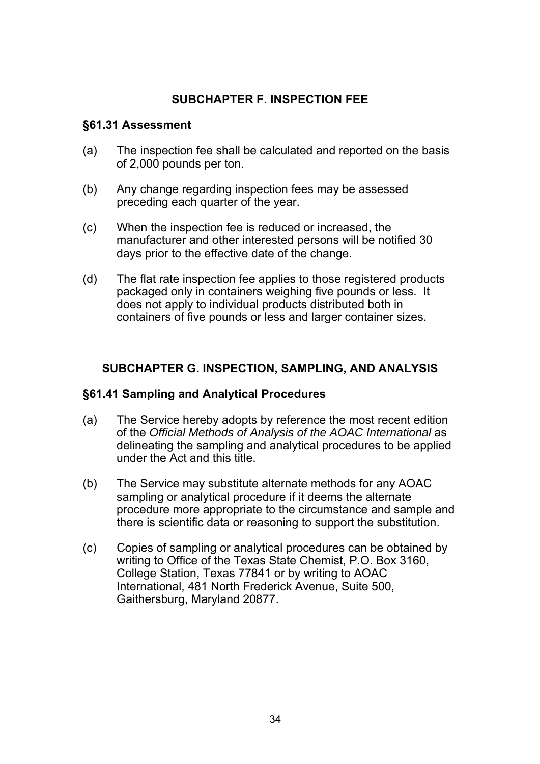## SUBCHAPTER F. INSPECTION FEE

### §61.31 Assessment

(a) The inspection fee shall be calculated and reported on the basis of 2,000 pounds per ton.

(b) Any change regarding inspection fees may be assessed preceding each quarter of the year.

(c) When the inspection fee is reduced or increased, the manufacturer and other interested persons will be notified 30 days prior to the effective date of the change.

(d) The flat rate inspection fee applies to those registered products packaged only in containers weighing five pounds or less. It does not apply to individual products distributed both in containers of five pounds or less and larger container sizes.

## SUBCHAPTER G. INSPECTION, SAMPLING, AND ANALYSIS

### §61.41 Sampling and Analytical Procedures

(a) The Service hereby adopts by reference the most recent edition of the *Official Methods of Analysis of the AOAC International* as delineating the sampling and analytical procedures to be applied under the Act and this title.

(b) The Service may substitute alternate methods for any AOAC sampling or analytical procedure if it deems the alternate procedure more appropriate to the circumstance and sample and there is scientific data or reasoning to support the substitution.

(c) Copies of sampling or analytical procedures can be obtained by writing to Office of the Texas State Chemist, P.O. Box 3160, College Station, Texas 77841 or by writing to AOAC International, 481 North Frederick Avenue, Suite 500, Gaithersburg, Maryland 20877.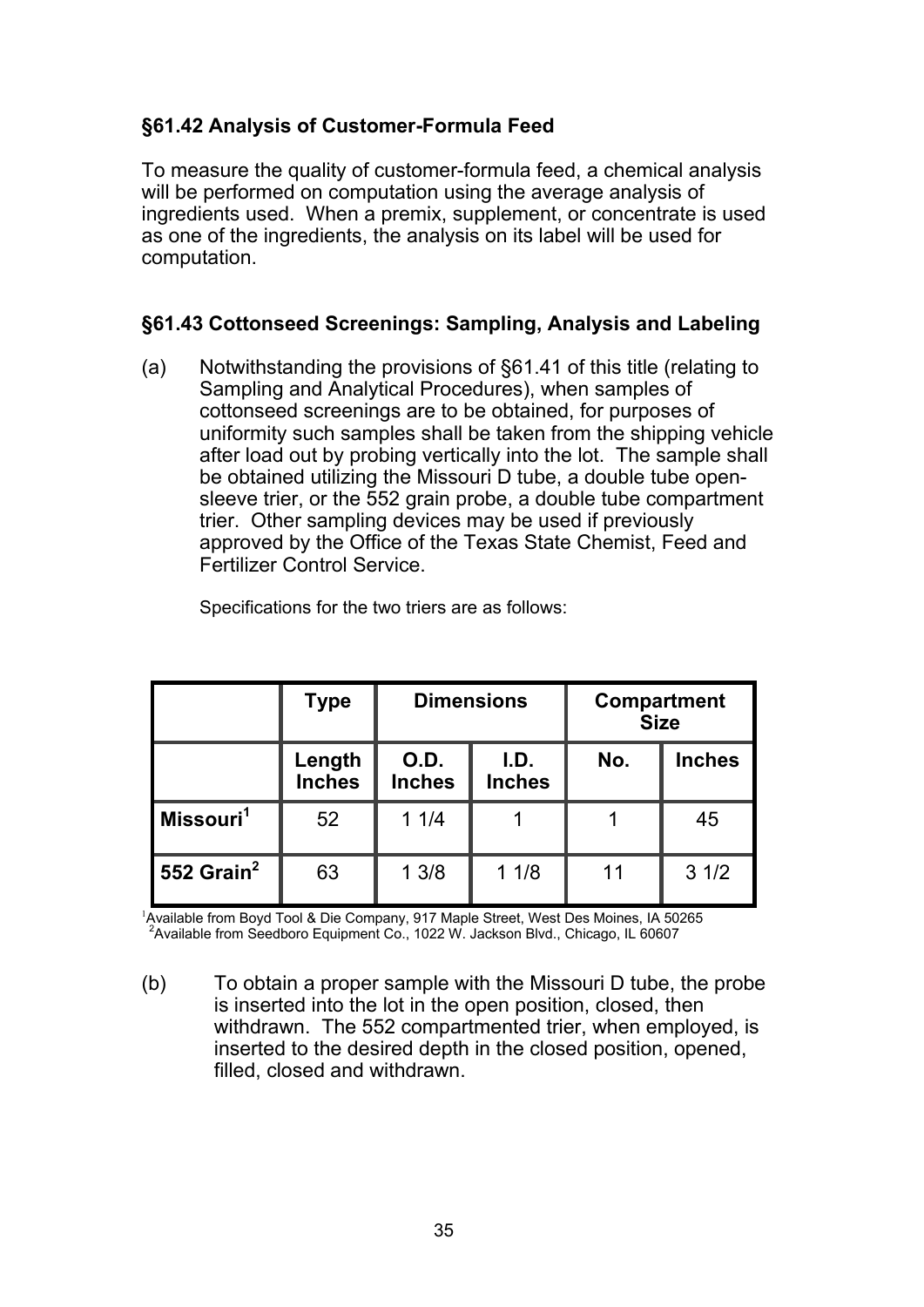### §61.42 Analysis of Customer-Formula Feed

To measure the quality of customer-formula feed, a chemical analysis will be performed on computation using the average analysis of ingredients used. When a premix, supplement, or concentrate is used as one of the ingredients, the analysis on its label will be used for computation.

### §61.43 Cottonseed Screenings: Sampling, Analysis and Labeling

(a) Notwithstanding the provisions of §61.41 of this title (relating to Sampling and Analytical Procedures), when samples of cottonseed screenings are to be obtained, for purposes of uniformity such samples shall be taken from the shipping vehicle after load out by probing vertically into the lot. The sample shall be obtained utilizing the Missouri D tube, a double tube open-sleeve trier, or the 552 grain probe, a double tube compartment trier. Other sampling devices may be used if previously approved by the Office of the Texas State Chemist, Feed and Fertilizer Control Service.

Specifications for the two triers are as follows:

| | Type | Dimensions | | Compartment Size | |
|---|---|---|---|---|---|
| | Length Inches | O.D. Inches | I.D. Inches | No. | Inches |
| Missouri[1] | 52 | 1 1/4 | 1 | 1 | 45 |
| 552 Grain[2] | 63 | 1 3/8 | 1 1/8 | 11 | 3 1/2 |

[1]Available from Boyd Tool & Die Company, 917 Maple Street, West Des Moines, IA 50265
[2]Available from Seedboro Equipment Co., 1022 W. Jackson Blvd., Chicago, IL 60607

(b) To obtain a proper sample with the Missouri D tube, the probe is inserted into the lot in the open position, closed, then withdrawn. The 552 compartmented trier, when employed, is inserted to the desired depth in the closed position, opened, filled, closed and withdrawn.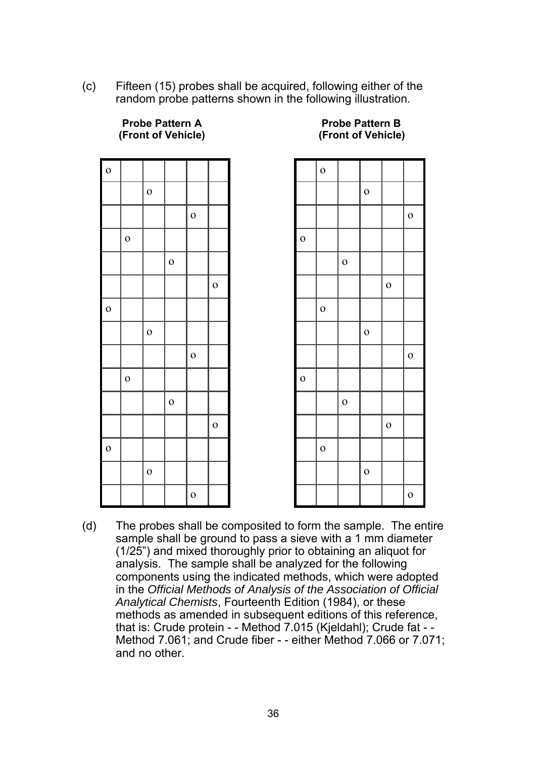(c) Fifteen (15) probes shall be acquired, following either of the random probe patterns shown in the following illustration.

**Probe Pattern A**
**(Front of Vehicle)**

| | | | | | |
|---|---|---|---|---|---|
| o | | | | | |
| | | o | | | |
| | | | | o | |
| | o | | | | |
| | | | o | | |
| | | | | | o |
| o | | | | | |
| | | o | | | |
| | | | | o | |
| | o | | | | |
| | | | o | | |
| | | | | | o |
| o | | | | | |
| | | o | | | |
| | | | | o | |

**Probe Pattern B**
**(Front of Vehicle)**

| | | | | | |
|---|---|---|---|---|---|
| | o | | | | |
| | | | o | | |
| | | | | | o |
| o | | | | | |
| | | o | | | |
| | | | | o | |
| | o | | | | |
| | | | o | | |
| | | | | | o |
| o | | | | | |
| | | o | | | |
| | | | | o | |
| | o | | | | |
| | | | o | | |
| | | | | | o |

(d) The probes shall be composited to form the sample. The entire sample shall be ground to pass a sieve with a 1 mm diameter (1/25") and mixed thoroughly prior to obtaining an aliquot for analysis. The sample shall be analyzed for the following components using the indicated methods, which were adopted in the *Official Methods of Analysis of the Association of Official Analytical Chemists*, Fourteenth Edition (1984), or these methods as amended in subsequent editions of this reference, that is: Crude protein - - Method 7.015 (Kjeldahl); Crude fat - - Method 7.061; and Crude fiber - - either Method 7.066 or 7.071; and no other.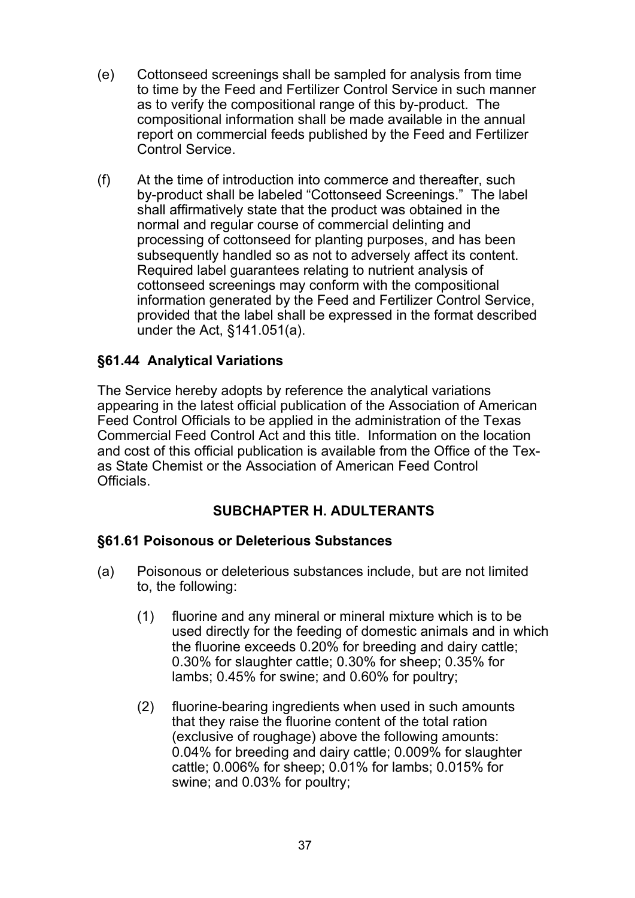(e) Cottonseed screenings shall be sampled for analysis from time to time by the Feed and Fertilizer Control Service in such manner as to verify the compositional range of this by-product. The compositional information shall be made available in the annual report on commercial feeds published by the Feed and Fertilizer Control Service.

(f) At the time of introduction into commerce and thereafter, such by-product shall be labeled "Cottonseed Screenings." The label shall affirmatively state that the product was obtained in the normal and regular course of commercial delinting and processing of cottonseed for planting purposes, and has been subsequently handled so as not to adversely affect its content. Required label guarantees relating to nutrient analysis of cottonseed screenings may conform with the compositional information generated by the Feed and Fertilizer Control Service, provided that the label shall be expressed in the format described under the Act, §141.051(a).

### §61.44 Analytical Variations

The Service hereby adopts by reference the analytical variations appearing in the latest official publication of the Association of American Feed Control Officials to be applied in the administration of the Texas Commercial Feed Control Act and this title. Information on the location and cost of this official publication is available from the Office of the Texas State Chemist or the Association of American Feed Control Officials.

## SUBCHAPTER H. ADULTERANTS

### §61.61 Poisonous or Deleterious Substances

(a) Poisonous or deleterious substances include, but are not limited to, the following:

  (1) fluorine and any mineral or mineral mixture which is to be used directly for the feeding of domestic animals and in which the fluorine exceeds 0.20% for breeding and dairy cattle; 0.30% for slaughter cattle; 0.30% for sheep; 0.35% for lambs; 0.45% for swine; and 0.60% for poultry;

  (2) fluorine-bearing ingredients when used in such amounts that they raise the fluorine content of the total ration (exclusive of roughage) above the following amounts: 0.04% for breeding and dairy cattle; 0.009% for slaughter cattle; 0.006% for sheep; 0.01% for lambs; 0.015% for swine; and 0.03% for poultry;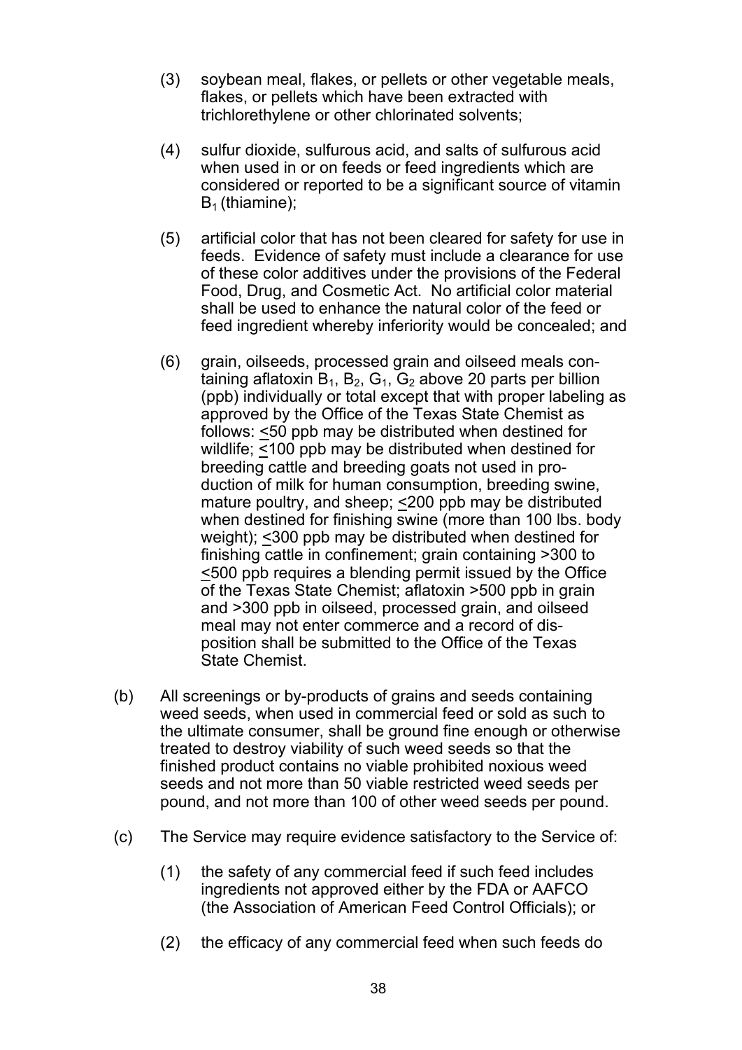(3) soybean meal, flakes, or pellets or other vegetable meals, flakes, or pellets which have been extracted with trichlorethylene or other chlorinated solvents;

(4) sulfur dioxide, sulfurous acid, and salts of sulfurous acid when used in or on feeds or feed ingredients which are considered or reported to be a significant source of vitamin $B_1$ (thiamine);

(5) artificial color that has not been cleared for safety for use in feeds. Evidence of safety must include a clearance for use of these color additives under the provisions of the Federal Food, Drug, and Cosmetic Act. No artificial color material shall be used to enhance the natural color of the feed or feed ingredient whereby inferiority would be concealed; and

(6) grain, oilseeds, processed grain and oilseed meals containing aflatoxin $B_1$, $B_2$, $G_1$, $G_2$ above 20 parts per billion (ppb) individually or total except that with proper labeling as approved by the Office of the Texas State Chemist as follows: $\leq$50 ppb may be distributed when destined for wildlife; $\leq$100 ppb may be distributed when destined for breeding cattle and breeding goats not used in production of milk for human consumption, breeding swine, mature poultry, and sheep; $\leq$200 ppb may be distributed when destined for finishing swine (more than 100 lbs. body weight); $\leq$300 ppb may be distributed when destined for finishing cattle in confinement; grain containing >300 to $\leq$500 ppb requires a blending permit issued by the Office of the Texas State Chemist; aflatoxin >500 ppb in grain and >300 ppb in oilseed, processed grain, and oilseed meal may not enter commerce and a record of disposition shall be submitted to the Office of the Texas State Chemist.

(b) All screenings or by-products of grains and seeds containing weed seeds, when used in commercial feed or sold as such to the ultimate consumer, shall be ground fine enough or otherwise treated to destroy viability of such weed seeds so that the finished product contains no viable prohibited noxious weed seeds and not more than 50 viable restricted weed seeds per pound, and not more than 100 of other weed seeds per pound.

(c) The Service may require evidence satisfactory to the Service of:

(1) the safety of any commercial feed if such feed includes ingredients not approved either by the FDA or AAFCO (the Association of American Feed Control Officials); or

(2) the efficacy of any commercial feed when such feeds do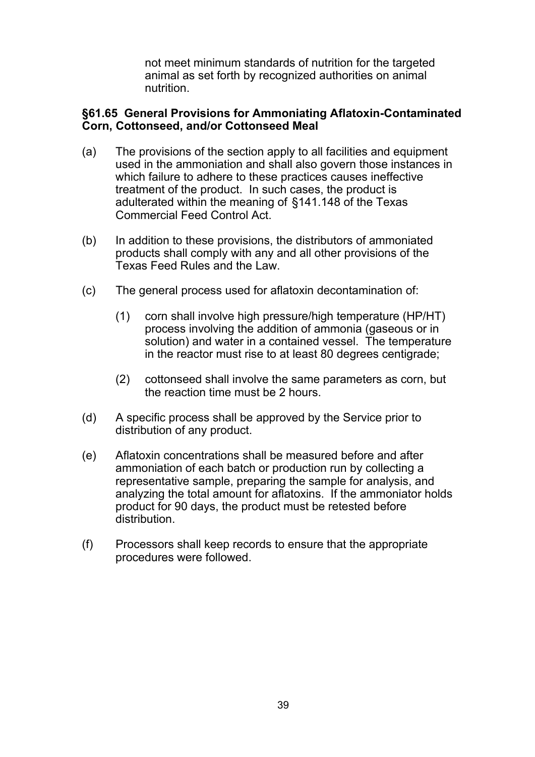not meet minimum standards of nutrition for the targeted animal as set forth by recognized authorities on animal nutrition.

**§61.65 General Provisions for Ammoniating Aflatoxin-Contaminated Corn, Cottonseed, and/or Cottonseed Meal**

(a) The provisions of the section apply to all facilities and equipment used in the ammoniation and shall also govern those instances in which failure to adhere to these practices causes ineffective treatment of the product. In such cases, the product is adulterated within the meaning of §141.148 of the Texas Commercial Feed Control Act.

(b) In addition to these provisions, the distributors of ammoniated products shall comply with any and all other provisions of the Texas Feed Rules and the Law.

(c) The general process used for aflatoxin decontamination of:

   (1) corn shall involve high pressure/high temperature (HP/HT) process involving the addition of ammonia (gaseous or in solution) and water in a contained vessel. The temperature in the reactor must rise to at least 80 degrees centigrade;

   (2) cottonseed shall involve the same parameters as corn, but the reaction time must be 2 hours.

(d) A specific process shall be approved by the Service prior to distribution of any product.

(e) Aflatoxin concentrations shall be measured before and after ammoniation of each batch or production run by collecting a representative sample, preparing the sample for analysis, and analyzing the total amount for aflatoxins. If the ammoniator holds product for 90 days, the product must be retested before distribution.

(f) Processors shall keep records to ensure that the appropriate procedures were followed.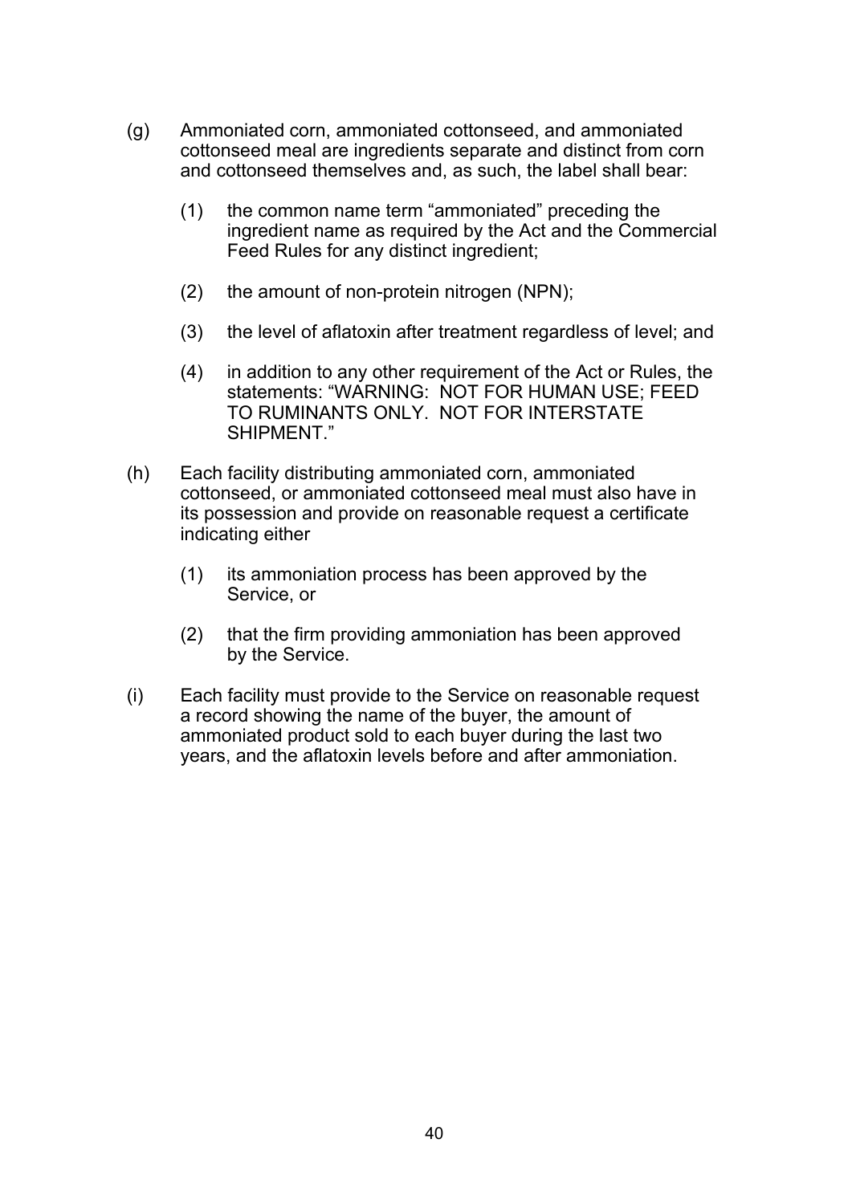(g) Ammoniated corn, ammoniated cottonseed, and ammoniated cottonseed meal are ingredients separate and distinct from corn and cottonseed themselves and, as such, the label shall bear:

   (1) the common name term "ammoniated" preceding the ingredient name as required by the Act and the Commercial Feed Rules for any distinct ingredient;

   (2) the amount of non-protein nitrogen (NPN);

   (3) the level of aflatoxin after treatment regardless of level; and

   (4) in addition to any other requirement of the Act or Rules, the statements: "WARNING: NOT FOR HUMAN USE; FEED TO RUMINANTS ONLY. NOT FOR INTERSTATE SHIPMENT."

(h) Each facility distributing ammoniated corn, ammoniated cottonseed, or ammoniated cottonseed meal must also have in its possession and provide on reasonable request a certificate indicating either

   (1) its ammoniation process has been approved by the Service, or

   (2) that the firm providing ammoniation has been approved by the Service.

(i) Each facility must provide to the Service on reasonable request a record showing the name of the buyer, the amount of ammoniated product sold to each buyer during the last two years, and the aflatoxin levels before and after ammoniation.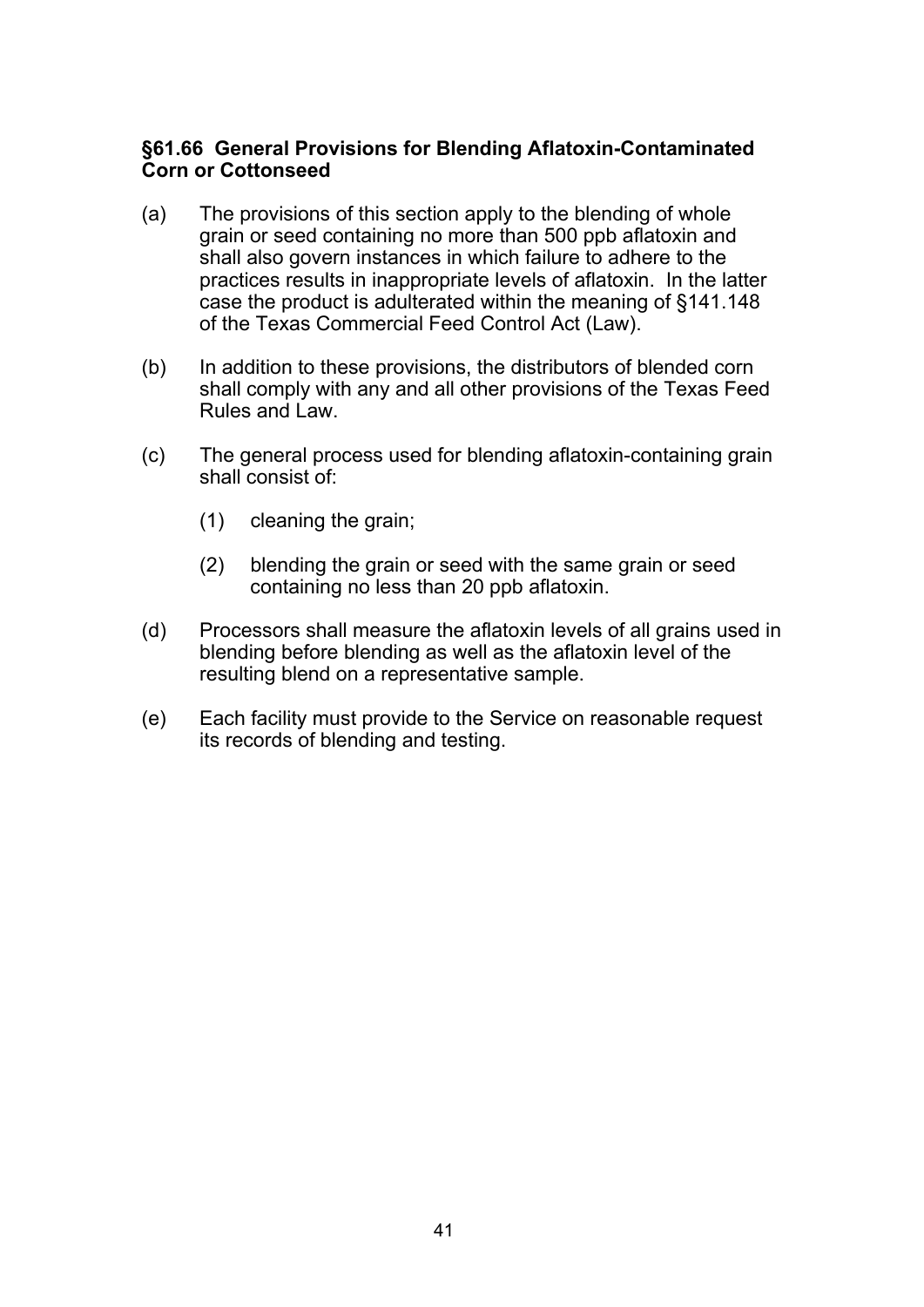**§61.66 General Provisions for Blending Aflatoxin-Contaminated Corn or Cottonseed**

(a) The provisions of this section apply to the blending of whole grain or seed containing no more than 500 ppb aflatoxin and shall also govern instances in which failure to adhere to the practices results in inappropriate levels of aflatoxin. In the latter case the product is adulterated within the meaning of §141.148 of the Texas Commercial Feed Control Act (Law).

(b) In addition to these provisions, the distributors of blended corn shall comply with any and all other provisions of the Texas Feed Rules and Law.

(c) The general process used for blending aflatoxin-containing grain shall consist of:

  (1) cleaning the grain;

  (2) blending the grain or seed with the same grain or seed containing no less than 20 ppb aflatoxin.

(d) Processors shall measure the aflatoxin levels of all grains used in blending before blending as well as the aflatoxin level of the resulting blend on a representative sample.

(e) Each facility must provide to the Service on reasonable request its records of blending and testing.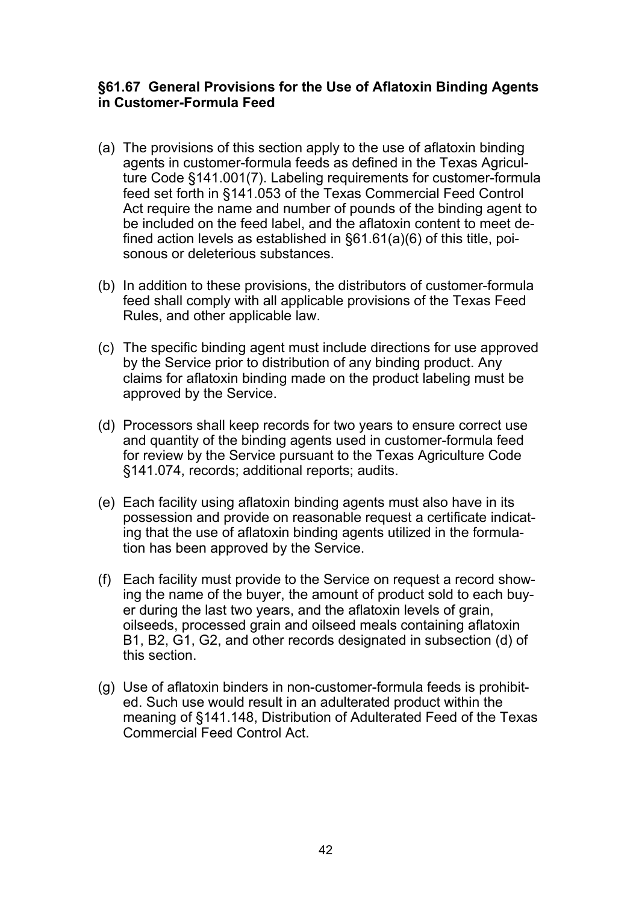### §61.67 General Provisions for the Use of Aflatoxin Binding Agents in Customer-Formula Feed

(a) The provisions of this section apply to the use of aflatoxin binding agents in customer-formula feeds as defined in the Texas Agriculture Code §141.001(7). Labeling requirements for customer-formula feed set forth in §141.053 of the Texas Commercial Feed Control Act require the name and number of pounds of the binding agent to be included on the feed label, and the aflatoxin content to meet defined action levels as established in §61.61(a)(6) of this title, poisonous or deleterious substances.

(b) In addition to these provisions, the distributors of customer-formula feed shall comply with all applicable provisions of the Texas Feed Rules, and other applicable law.

(c) The specific binding agent must include directions for use approved by the Service prior to distribution of any binding product. Any claims for aflatoxin binding made on the product labeling must be approved by the Service.

(d) Processors shall keep records for two years to ensure correct use and quantity of the binding agents used in customer-formula feed for review by the Service pursuant to the Texas Agriculture Code §141.074, records; additional reports; audits.

(e) Each facility using aflatoxin binding agents must also have in its possession and provide on reasonable request a certificate indicating that the use of aflatoxin binding agents utilized in the formulation has been approved by the Service.

(f) Each facility must provide to the Service on request a record showing the name of the buyer, the amount of product sold to each buyer during the last two years, and the aflatoxin levels of grain, oilseeds, processed grain and oilseed meals containing aflatoxin B1, B2, G1, G2, and other records designated in subsection (d) of this section.

(g) Use of aflatoxin binders in non-customer-formula feeds is prohibited. Such use would result in an adulterated product within the meaning of §141.148, Distribution of Adulterated Feed of the Texas Commercial Feed Control Act.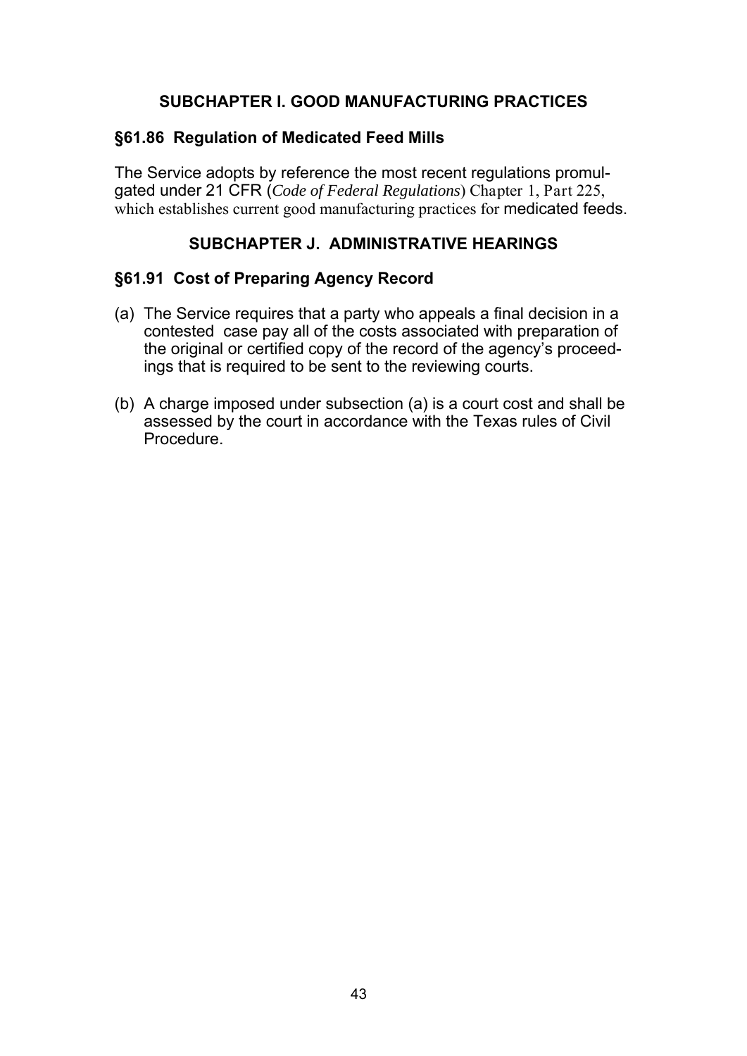## SUBCHAPTER I. GOOD MANUFACTURING PRACTICES

### §61.86 Regulation of Medicated Feed Mills

The Service adopts by reference the most recent regulations promulgated under 21 CFR (*Code of Federal Regulations*) Chapter 1, Part 225, which establishes current good manufacturing practices for medicated feeds.

## SUBCHAPTER J. ADMINISTRATIVE HEARINGS

### §61.91 Cost of Preparing Agency Record

(a) The Service requires that a party who appeals a final decision in a contested case pay all of the costs associated with preparation of the original or certified copy of the record of the agency's proceedings that is required to be sent to the reviewing courts.

(b) A charge imposed under subsection (a) is a court cost and shall be assessed by the court in accordance with the Texas rules of Civil Procedure.